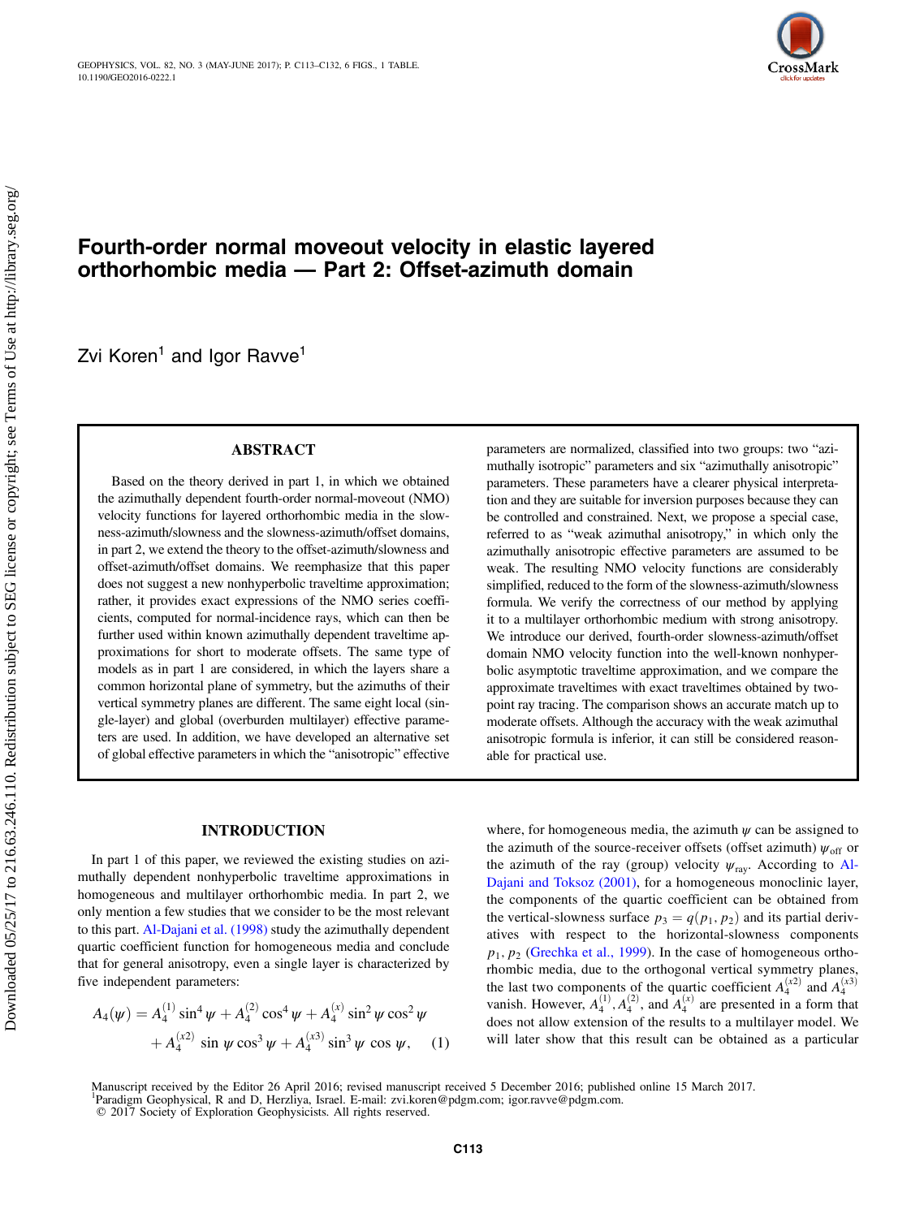# Fourth-order normal moveout velocity in elastic layered orthorhombic media — Part 2: Offset-azimuth domain

Zvi Koren[1] and Igor Ravve[1]

## ABSTRACT

Based on the theory derived in part 1, in which we obtained the azimuthally dependent fourth-order normal-moveout (NMO) velocity functions for layered orthorhombic media in the slowness-azimuth/slowness and the slowness-azimuth/offset domains, in part 2, we extend the theory to the offset-azimuth/slowness and offset-azimuth/offset domains. We reemphasize that this paper does not suggest a new nonhyperbolic traveltime approximation; rather, it provides exact expressions of the NMO series coefficients, computed for normal-incidence rays, which can then be further used within known azimuthally dependent traveltime approximations for short to moderate offsets. The same type of models as in part 1 are considered, in which the layers share a common horizontal plane of symmetry, but the azimuths of their vertical symmetry planes are different. The same eight local (single-layer) and global (overburden multilayer) effective parameters are used. In addition, we have developed an alternative set of global effective parameters in which the "anisotropic" effective parameters are normalized, classified into two groups: two "azimuthally isotropic" parameters and six "azimuthally anisotropic" parameters. These parameters have a clearer physical interpretation and they are suitable for inversion purposes because they can be controlled and constrained. Next, we propose a special case, referred to as "weak azimuthal anisotropy," in which only the azimuthally anisotropic effective parameters are assumed to be weak. The resulting NMO velocity functions are considerably simplified, reduced to the form of the slowness-azimuth/slowness formula. We verify the correctness of our method by applying it to a multilayer orthorhombic medium with strong anisotropy. We introduce our derived, fourth-order slowness-azimuth/offset domain NMO velocity function into the well-known nonhyperbolic asymptotic traveltime approximation, and we compare the approximate traveltimes with exact traveltimes obtained by two-point ray tracing. The comparison shows an accurate match up to moderate offsets. Although the accuracy with the weak azimuthal anisotropic formula is inferior, it can still be considered reasonable for practical use.

## INTRODUCTION

In part 1 of this paper, we reviewed the existing studies on azimuthally dependent nonhyperbolic traveltime approximations in homogeneous and multilayer orthorhombic media. In part 2, we only mention a few studies that we consider to be the most relevant to this part. Al-Dajani et al. (1998) study the azimuthally dependent quartic coefficient function for homogeneous media and conclude that for general anisotropy, even a single layer is characterized by five independent parameters:

$$A_4(\psi) = A_4^{(1)} \sin^4 \psi + A_4^{(2)} \cos^4 \psi + A_4^{(x)} \sin^2 \psi \cos^2 \psi + A_4^{(x2)} \sin \psi \cos^3 \psi + A_4^{(x3)} \sin^3 \psi \cos \psi, \quad (1)$$

where, for homogeneous media, the azimuth $\psi$ can be assigned to the azimuth of the source-receiver offsets (offset azimuth) $\psi_{\text{off}}$ or the azimuth of the ray (group) velocity $\psi_{\text{ray}}$. According to Al-Dajani and Toksoz (2001), for a homogeneous monoclinic layer, the components of the quartic coefficient can be obtained from the vertical-slowness surface $p_3 = q(p_1, p_2)$ and its partial derivatives with respect to the horizontal-slowness components $p_1, p_2$ (Grechka et al., 1999). In the case of homogeneous orthorhombic media, due to the orthogonal vertical symmetry planes, the last two components of the quartic coefficient $A_4^{(x2)}$ and $A_4^{(x3)}$ vanish. However, $A_4^{(1)}, A_4^{(2)}$, and $A_4^{(x)}$ are presented in a form that does not allow extension of the results to a multilayer model. We will later show that this result can be obtained as a particular

Manuscript received by the Editor 26 April 2016; revised manuscript received 5 December 2016; published online 15 March 2017.
[1]Paradigm Geophysical, R and D, Herzliya, Israel. E-mail: zvi.koren@pdgm.com; igor.ravve@pdgm.com.
© 2017 Society of Exploration Geophysicists. All rights reserved.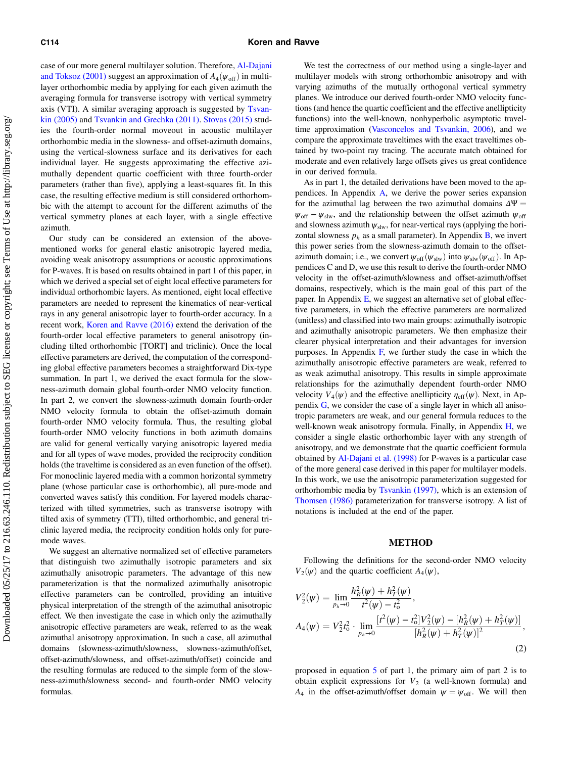case of our more general multilayer solution. Therefore, Al-Dajani and Toksoz (2001) suggest an approximation of $A_4(\psi_{\mathrm{off}})$ in multilayer orthorhombic media by applying for each given azimuth the averaging formula for transverse isotropy with vertical symmetry axis (VTI). A similar averaging approach is suggested by Tsvankin (2005) and Tsvankin and Grechka (2011). Stovas (2015) studies the fourth-order normal moveout in acoustic multilayer orthorhombic media in the slowness- and offset-azimuth domains, using the vertical-slowness surface and its derivatives for each individual layer. He suggests approximating the effective azimuthally dependent quartic coefficient with three fourth-order parameters (rather than five), applying a least-squares fit. In this case, the resulting effective medium is still considered orthorhombic with the attempt to account for the different azimuths of the vertical symmetry planes at each layer, with a single effective azimuth.

Our study can be considered an extension of the above-mentioned works for general elastic anisotropic layered media, avoiding weak anisotropy assumptions or acoustic approximations for P-waves. It is based on results obtained in part 1 of this paper, in which we derived a special set of eight local effective parameters for individual orthorhombic layers. As mentioned, eight local effective parameters are needed to represent the kinematics of near-vertical rays in any general anisotropic layer to fourth-order accuracy. In a recent work, Koren and Ravve (2016) extend the derivation of the fourth-order local effective parameters to general anisotropy (including tilted orthorhombic [TORT] and triclinic). Once the local effective parameters are derived, the computation of the corresponding global effective parameters becomes a straightforward Dix-type summation. In part 1, we derived the exact formula for the slowness-azimuth domain global fourth-order NMO velocity function. In part 2, we convert the slowness-azimuth domain fourth-order NMO velocity formula to obtain the offset-azimuth domain fourth-order NMO velocity formula. Thus, the resulting global fourth-order NMO velocity functions in both azimuth domains are valid for general vertically varying anisotropic layered media and for all types of wave modes, provided the reciprocity condition holds (the traveltime is considered as an even function of the offset). For monoclinic layered media with a common horizontal symmetry plane (whose particular case is orthorhombic), all pure-mode and converted waves satisfy this condition. For layered models characterized with tilted symmetries, such as transverse isotropy with tilted axis of symmetry (TTI), tilted orthorhombic, and general triclinic layered media, the reciprocity condition holds only for pure-mode waves.

We suggest an alternative normalized set of effective parameters that distinguish two azimuthally isotropic parameters and six azimuthally anisotropic parameters. The advantage of this new parameterization is that the normalized azimuthally anisotropic effective parameters can be controlled, providing an intuitive physical interpretation of the strength of the azimuthal anisotropic effect. We then investigate the case in which only the azimuthally anisotropic effective parameters are weak, referred to as the weak azimuthal anisotropy approximation. In such a case, all azimuthal domains (slowness-azimuth/slowness, slowness-azimuth/offset, offset-azimuth/slowness, and offset-azimuth/offset) coincide and the resulting formulas are reduced to the simple form of the slowness-azimuth/slowness second- and fourth-order NMO velocity formulas.

We test the correctness of our method using a single-layer and multilayer models with strong orthorhombic anisotropy and with varying azimuths of the mutually orthogonal vertical symmetry planes. We introduce our derived fourth-order NMO velocity functions (and hence the quartic coefficient and the effective anellipticity functions) into the well-known, nonhyperbolic asymptotic traveltime approximation (Vasconcelos and Tsvankin, 2006), and we compare the approximate traveltimes with the exact traveltimes obtained by two-point ray tracing. The accurate match obtained for moderate and even relatively large offsets gives us great confidence in our derived formula.

As in part 1, the detailed derivations have been moved to the appendices. In Appendix A, we derive the power series expansion for the azimuthal lag between the two azimuthal domains $\Delta\Psi = \psi_{\mathrm{off}} - \psi_{\mathrm{slw}}$, and the relationship between the offset azimuth $\psi_{\mathrm{off}}$ and slowness azimuth $\psi_{\mathrm{slw}}$, for near-vertical rays (applying the horizontal slowness $p_h$ as a small parameter). In Appendix B, we invert this power series from the slowness-azimuth domain to the offset-azimuth domain; i.e., we convert $\psi_{\mathrm{off}}(\psi_{\mathrm{slw}})$ into $\psi_{\mathrm{slw}}(\psi_{\mathrm{off}})$. In Appendices C and D, we use this result to derive the fourth-order NMO velocity in the offset-azimuth/slowness and offset-azimuth/offset domains, respectively, which is the main goal of this part of the paper. In Appendix E, we suggest an alternative set of global effective parameters, in which the effective parameters are normalized (unitless) and classified into two main groups: azimuthally isotropic and azimuthally anisotropic parameters. We then emphasize their clearer physical interpretation and their advantages for inversion purposes. In Appendix F, we further study the case in which the azimuthally anisotropic effective parameters are weak, referred to as weak azimuthal anisotropy. This results in simple approximate relationships for the azimuthally dependent fourth-order NMO velocity $V_4(\psi)$ and the effective anellipticity $\eta_{\mathrm{eff}}(\psi)$. Next, in Appendix G, we consider the case of a single layer in which all anisotropic parameters are weak, and our general formula reduces to the well-known weak anisotropy formula. Finally, in Appendix H, we consider a single elastic orthorhombic layer with any strength of anisotropy, and we demonstrate that the quartic coefficient formula obtained by Al-Dajani et al. (1998) for P-waves is a particular case of the more general case derived in this paper for multilayer models. In this work, we use the anisotropic parameterization suggested for orthorhombic media by Tsvankin (1997), which is an extension of Thomsen (1986) parameterization for transverse isotropy. A list of notations is included at the end of the paper.

## METHOD

Following the definitions for the second-order NMO velocity $V_2(\psi)$ and the quartic coefficient $A_4(\psi)$,

$$
\begin{aligned}
V_2^2(\psi) &= \lim_{p_h \to 0} \frac{h_R^2(\psi) + h_T^2(\psi)}{t^2(\psi) - t_o^2}, \\
A_4(\psi) &= V_2^2 t_o^2 \cdot \lim_{p_h \to 0} \frac{[t^2(\psi) - t_o^2] V_2^2(\psi) - [h_R^2(\psi) + h_T^2(\psi)]}{[h_R^2(\psi) + h_T^2(\psi)]^2},
\end{aligned}
\tag{2}
$$

proposed in equation 5 of part 1, the primary aim of part 2 is to obtain explicit expressions for $V_2$ (a well-known formula) and $A_4$ in the offset-azimuth/offset domain $\psi = \psi_{\mathrm{off}}$. We will then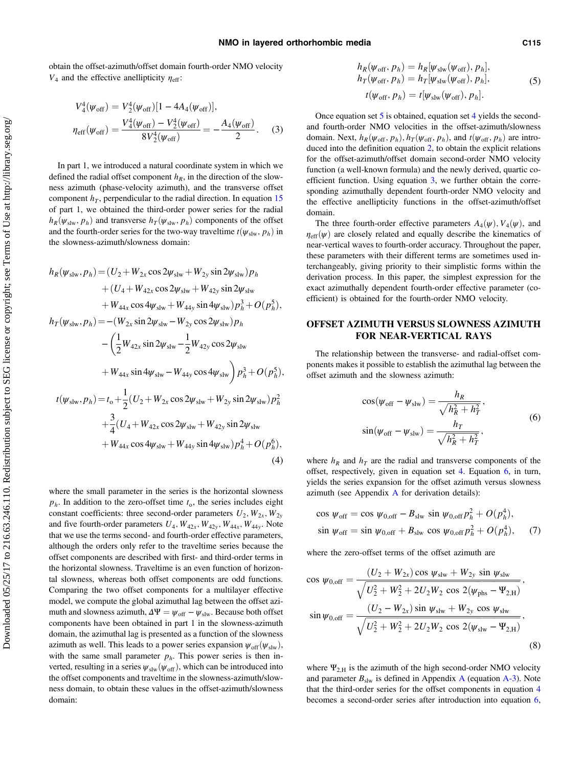obtain the offset-azimuth/offset domain fourth-order NMO velocity $V_4$ and the effective anellipticity $\eta_{\rm eff}$:

$$
\begin{aligned}
V_4^4(\psi_{\rm off}) &= V_2^4(\psi_{\rm off})[1-4A_4(\psi_{\rm off})],\\
\eta_{\rm eff}(\psi_{\rm off}) &= \frac{V_4^4(\psi_{\rm off})-V_2^4(\psi_{\rm off})}{8V_2^4(\psi_{\rm off})} = -\frac{A_4(\psi_{\rm off})}{2}.
\end{aligned}
\tag{3}
$$

In part 1, we introduced a natural coordinate system in which we defined the radial offset component $h_R$, in the direction of the slowness azimuth (phase-velocity azimuth), and the transverse offset component $h_T$, perpendicular to the radial direction. In equation 15 of part 1, we obtained the third-order power series for the radial $h_R(\psi_{\rm slw}, p_h)$ and transverse $h_T(\psi_{\rm slw}, p_h)$ components of the offset and the fourth-order series for the two-way traveltime $t(\psi_{\rm slw}, p_h)$ in the slowness-azimuth/slowness domain:

$$
\begin{aligned}
h_R(\psi_{\rm slw},p_h) =& (U_2+W_{2x}\cos 2\psi_{\rm slw}+W_{2y}\sin 2\psi_{\rm slw})p_h\\
&+(U_4+W_{42x}\cos 2\psi_{\rm slw}+W_{42y}\sin 2\psi_{\rm slw}\\
&+W_{44x}\cos 4\psi_{\rm slw}+W_{44y}\sin 4\psi_{\rm slw})p_h^3+O(p_h^5),\\
h_T(\psi_{\rm slw},p_h) =& -(W_{2x}\sin 2\psi_{\rm slw}-W_{2y}\cos 2\psi_{\rm slw})p_h\\
&-\bigg(\frac{1}{2}W_{42x}\sin 2\psi_{\rm slw}-\frac{1}{2}W_{42y}\cos 2\psi_{\rm slw}\\
&+W_{44x}\sin 4\psi_{\rm slw}-W_{44y}\cos 4\psi_{\rm slw}\bigg)p_h^3+O(p_h^5),\\
t(\psi_{\rm slw},p_h) =& t_{\rm o}+\frac{1}{2}(U_2+W_{2x}\cos 2\psi_{\rm slw}+W_{2y}\sin 2\psi_{\rm slw})p_h^2\\
&+\frac{3}{4}(U_4+W_{42x}\cos 2\psi_{\rm slw}+W_{42y}\sin 2\psi_{\rm slw}\\
&+W_{44x}\cos 4\psi_{\rm slw}+W_{44y}\sin 4\psi_{\rm slw})p_h^4+O(p_h^6),
\end{aligned}
\tag{4}
$$

where the small parameter in the series is the horizontal slowness $p_h$. In addition to the zero-offset time $t_{\rm o}$, the series includes eight constant coefficients: three second-order parameters $U_2, W_{2x}, W_{2y}$ and five fourth-order parameters $U_4, W_{42x}, W_{42y}, W_{44x}, W_{44y}$. Note that we use the terms second- and fourth-order effective parameters, although the orders only refer to the traveltime series because the offset components are described with first- and third-order terms in the horizontal slowness. Traveltime is an even function of horizontal slowness, whereas both offset components are odd functions. Comparing the two offset components for a multilayer effective model, we compute the global azimuthal lag between the offset azimuth and slowness azimuth, $\Delta\Psi = \psi_{\rm off}-\psi_{\rm slw}$. Because both offset components have been obtained in part 1 in the slowness-azimuth domain, the azimuthal lag is presented as a function of the slowness azimuth as well. This leads to a power series expansion $\psi_{\rm off}(\psi_{\rm slw})$, with the same small parameter $p_h$. This power series is then inverted, resulting in a series $\psi_{\rm slw}(\psi_{\rm off})$, which can be introduced into the offset components and traveltime in the slowness-azimuth/slowness domain, to obtain these values in the offset-azimuth/slowness domain:

$$
\begin{aligned}
h_R(\psi_{\rm off},p_h) &= h_R[\psi_{\rm slw}(\psi_{\rm off}),p_h],\\
h_T(\psi_{\rm off},p_h) &= h_T[\psi_{\rm slw}(\psi_{\rm off}),p_h],\\
t(\psi_{\rm off},p_h) &= t[\psi_{\rm slw}(\psi_{\rm off}),p_h].
\end{aligned}
\tag{5}
$$

Once equation set 5 is obtained, equation set 4 yields the second- and fourth-order NMO velocities in the offset-azimuth/slowness domain. Next, $h_R(\psi_{\rm off}, p_h)$, $h_T(\psi_{\rm off}, p_h)$, and $t(\psi_{\rm off}, p_h)$ are introduced into the definition equation 2, to obtain the explicit relations for the offset-azimuth/offset domain second-order NMO velocity function (a well-known formula) and the newly derived, quartic coefficient function. Using equation 3, we further obtain the corresponding azimuthally dependent fourth-order NMO velocity and the effective anellipticity functions in the offset-azimuth/offset domain.

The three fourth-order effective parameters $A_4(\psi)$, $V_4(\psi)$, and $\eta_{\rm eff}(\psi)$ are closely related and equally describe the kinematics of near-vertical waves to fourth-order accuracy. Throughout the paper, these parameters with their different terms are sometimes used interchangeably, giving priority to their simplistic forms within the derivation process. In this paper, the simplest expression for the exact azimuthally dependent fourth-order effective parameter (coefficient) is obtained for the fourth-order NMO velocity.

## OFFSET AZIMUTH VERSUS SLOWNESS AZIMUTH FOR NEAR-VERTICAL RAYS

The relationship between the transverse- and radial-offset components makes it possible to establish the azimuthal lag between the offset azimuth and the slowness azimuth:

$$
\cos(\psi_{\rm off}-\psi_{\rm slw}) = \frac{h_R}{\sqrt{h_R^2+h_T^2}},\qquad
\sin(\psi_{\rm off}-\psi_{\rm slw}) = \frac{h_T}{\sqrt{h_R^2+h_T^2}},
\tag{6}
$$

where $h_R$ and $h_T$ are the radial and transverse components of the offset, respectively, given in equation set 4. Equation 6, in turn, yields the series expansion for the offset azimuth versus slowness azimuth (see Appendix A for derivation details):

$$
\begin{aligned}
\cos\,\psi_{\rm off} &= \cos\,\psi_{0,{\rm off}} - B_{\rm slw}\,\sin\,\psi_{0,{\rm off}}\,p_h^2+O(p_h^4),\\
\sin\,\psi_{\rm off} &= \sin\,\psi_{0,{\rm off}} + B_{\rm slw}\,\cos\,\psi_{0,{\rm off}}\,p_h^2+O(p_h^4),
\end{aligned}
\tag{7}
$$

where the zero-offset terms of the offset azimuth are

$$
\begin{aligned}
\cos\,\psi_{0,{\rm off}} &= \frac{(U_2+W_{2x})\cos\,\psi_{\rm slw}+W_{2y}\,\sin\,\psi_{\rm slw}}{\sqrt{U_2^2+W_2^2+2U_2W_2\,\cos\,2(\psi_{\rm phs}-\Psi_{2,{\rm H}})}},\\
\sin\,\psi_{0,{\rm off}} &= \frac{(U_2-W_{2x})\sin\,\psi_{\rm slw}+W_{2y}\,\cos\,\psi_{\rm slw}}{\sqrt{U_2^2+W_2^2+2U_2W_2\,\cos\,2(\psi_{\rm slw}-\Psi_{2,{\rm H}})}},
\end{aligned}
\tag{8}
$$

where $\Psi_{2,{\rm H}}$ is the azimuth of the high second-order NMO velocity and parameter $B_{\rm slw}$ is defined in Appendix A (equation A-3). Note that the third-order series for the offset components in equation 4 becomes a second-order series after introduction into equation 6,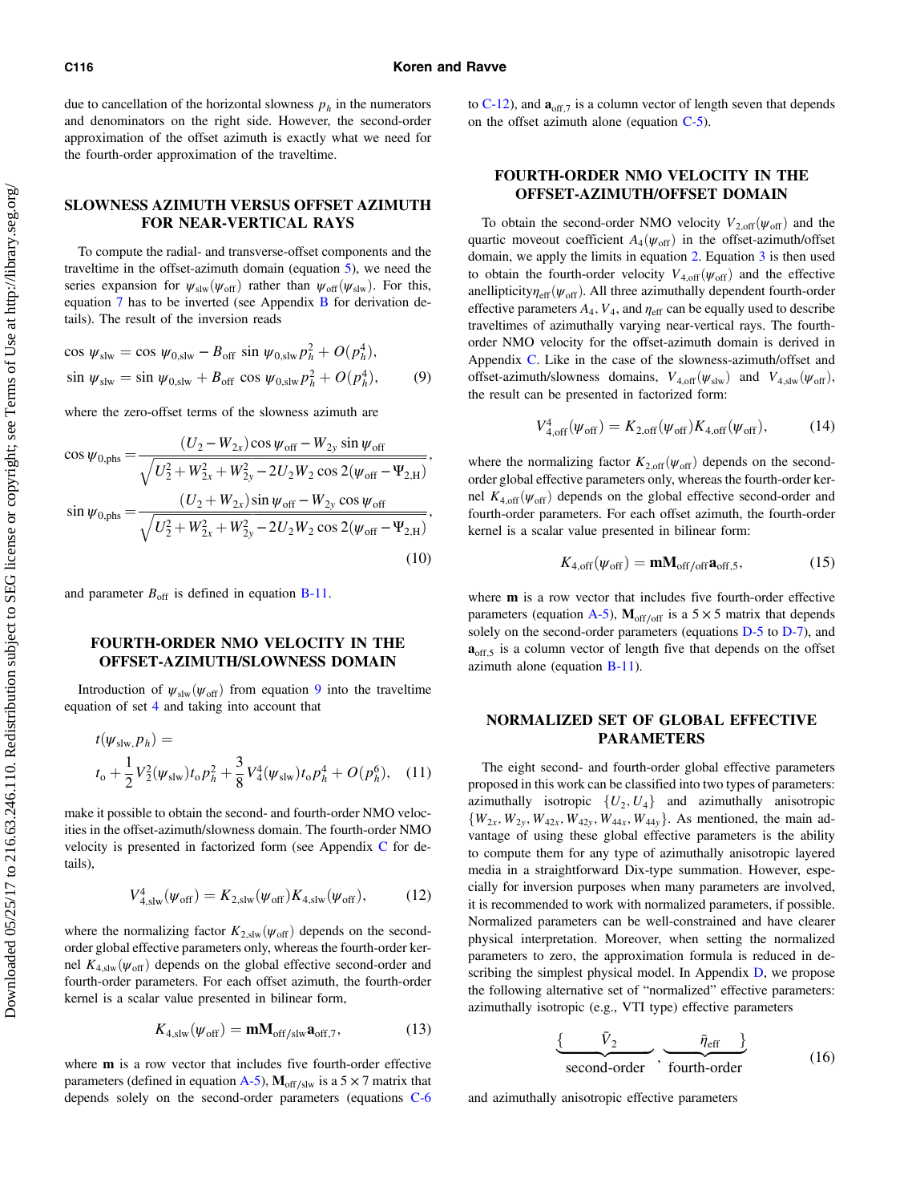due to cancellation of the horizontal slowness $p_h$ in the numerators and denominators on the right side. However, the second-order approximation of the offset azimuth is exactly what we need for the fourth-order approximation of the traveltime.

## SLOWNESS AZIMUTH VERSUS OFFSET AZIMUTH FOR NEAR-VERTICAL RAYS

To compute the radial- and transverse-offset components and the traveltime in the offset-azimuth domain (equation 5), we need the series expansion for $\psi_{\mathrm{slw}}(\psi_{\mathrm{off}})$ rather than $\psi_{\mathrm{off}}(\psi_{\mathrm{slw}})$. For this, equation 7 has to be inverted (see Appendix B for derivation details). The result of the inversion reads

$$
\begin{aligned}
\cos\,\psi_{\mathrm{slw}} &= \cos\,\psi_{0,\mathrm{slw}} - B_{\mathrm{off}}\,\sin\,\psi_{0,\mathrm{slw}}\,p_h^2 + O(p_h^4),\\
\sin\,\psi_{\mathrm{slw}} &= \sin\,\psi_{0,\mathrm{slw}} + B_{\mathrm{off}}\,\cos\,\psi_{0,\mathrm{slw}}\,p_h^2 + O(p_h^4),
\end{aligned}
\tag{9}
$$

where the zero-offset terms of the slowness azimuth are

$$
\begin{aligned}
\cos\,\psi_{0,\mathrm{phs}} &= \frac{(U_2 - W_{2x})\cos\psi_{\mathrm{off}} - W_{2y}\,\sin\psi_{\mathrm{off}}}{\sqrt{U_2^2 + W_{2x}^2 + W_{2y}^2 - 2U_2W_2\cos\,2(\psi_{\mathrm{off}} - \Psi_{2,\mathrm{H}})}},\\
\sin\,\psi_{0,\mathrm{phs}} &= \frac{(U_2 + W_{2x})\sin\psi_{\mathrm{off}} - W_{2y}\,\cos\psi_{\mathrm{off}}}{\sqrt{U_2^2 + W_{2x}^2 + W_{2y}^2 - 2U_2W_2\cos\,2(\psi_{\mathrm{off}} - \Psi_{2,\mathrm{H}})}},
\end{aligned}
\tag{10}
$$

and parameter $B_{\mathrm{off}}$ is defined in equation B-11.

## FOURTH-ORDER NMO VELOCITY IN THE OFFSET-AZIMUTH/SLOWNESS DOMAIN

Introduction of $\psi_{\mathrm{slw}}(\psi_{\mathrm{off}})$ from equation 9 into the traveltime equation of set 4 and taking into account that

$$
t(\psi_{\mathrm{slw}}, p_h) = t_{\mathrm{o}} + \frac{1}{2}V_2^2(\psi_{\mathrm{slw}})t_{\mathrm{o}}p_h^2 + \frac{3}{8}V_4^4(\psi_{\mathrm{slw}})t_{\mathrm{o}}p_h^4 + O(p_h^6), \tag{11}
$$

make it possible to obtain the second- and fourth-order NMO velocities in the offset-azimuth/slowness domain. The fourth-order NMO velocity is presented in factorized form (see Appendix C for details),

$$
V_{4,\mathrm{slw}}^4(\psi_{\mathrm{off}}) = K_{2,\mathrm{slw}}(\psi_{\mathrm{off}})K_{4,\mathrm{slw}}(\psi_{\mathrm{off}}), \tag{12}
$$

where the normalizing factor $K_{2,\mathrm{slw}}(\psi_{\mathrm{off}})$ depends on the second-order global effective parameters only, whereas the fourth-order kernel $K_{4,\mathrm{slw}}(\psi_{\mathrm{off}})$ depends on the global effective second-order and fourth-order parameters. For each offset azimuth, the fourth-order kernel is a scalar value presented in bilinear form,

$$
K_{4,\mathrm{slw}}(\psi_{\mathrm{off}}) = \mathbf{m}\mathbf{M}_{\mathrm{off/slw}}\mathbf{a}_{\mathrm{off},7}, \tag{13}
$$

where $\mathbf{m}$ is a row vector that includes five fourth-order effective parameters (defined in equation A-5), $\mathbf{M}_{\mathrm{off/slw}}$ is a $5\times 7$ matrix that depends solely on the second-order parameters (equations C-6 to C-12), and $\mathbf{a}_{\mathrm{off},7}$ is a column vector of length seven that depends on the offset azimuth alone (equation C-5).

## FOURTH-ORDER NMO VELOCITY IN THE OFFSET-AZIMUTH/OFFSET DOMAIN

To obtain the second-order NMO velocity $V_{2,\mathrm{off}}(\psi_{\mathrm{off}})$ and the quartic moveout coefficient $A_4(\psi_{\mathrm{off}})$ in the offset-azimuth/offset domain, we apply the limits in equation 2. Equation 3 is then used to obtain the fourth-order velocity $V_{4,\mathrm{off}}(\psi_{\mathrm{off}})$ and the effective anellipticity$\eta_{\mathrm{eff}}(\psi_{\mathrm{off}})$. All three azimuthally dependent fourth-order effective parameters $A_4$, $V_4$, and $\eta_{\mathrm{eff}}$ can be equally used to describe traveltimes of azimuthally varying near-vertical rays. The fourth-order NMO velocity for the offset-azimuth domain is derived in Appendix C. Like in the case of the slowness-azimuth/offset and offset-azimuth/slowness domains, $V_{4,\mathrm{off}}(\psi_{\mathrm{slw}})$ and $V_{4,\mathrm{slw}}(\psi_{\mathrm{off}})$, the result can be presented in factorized form:

$$
V_{4,\mathrm{off}}^4(\psi_{\mathrm{off}}) = K_{2,\mathrm{off}}(\psi_{\mathrm{off}})K_{4,\mathrm{off}}(\psi_{\mathrm{off}}), \tag{14}
$$

where the normalizing factor $K_{2,\mathrm{off}}(\psi_{\mathrm{off}})$ depends on the second-order global effective parameters only, whereas the fourth-order kernel $K_{4,\mathrm{off}}(\psi_{\mathrm{off}})$ depends on the global effective second-order and fourth-order parameters. For each offset azimuth, the fourth-order kernel is a scalar value presented in bilinear form:

$$
K_{4,\mathrm{off}}(\psi_{\mathrm{off}}) = \mathbf{m}\mathbf{M}_{\mathrm{off/off}}\mathbf{a}_{\mathrm{off},5}, \tag{15}
$$

where $\mathbf{m}$ is a row vector that includes five fourth-order effective parameters (equation A-5), $\mathbf{M}_{\mathrm{off/off}}$ is a $5\times 5$ matrix that depends solely on the second-order parameters (equations D-5 to D-7), and $\mathbf{a}_{\mathrm{off},5}$ is a column vector of length five that depends on the offset azimuth alone (equation B-11).

## NORMALIZED SET OF GLOBAL EFFECTIVE PARAMETERS

The eight second- and fourth-order global effective parameters proposed in this work can be classified into two types of parameters: azimuthally isotropic $\{U_2, U_4\}$ and azimuthally anisotropic $\{W_{2x}, W_{2y}, W_{42x}, W_{42y}, W_{44x}, W_{44y}\}$. As mentioned, the main advantage of using these global effective parameters is the ability to compute them for any type of azimuthally anisotropic layered media in a straightforward Dix-type summation. However, especially for inversion purposes when many parameters are involved, it is recommended to work with normalized parameters, if possible. Normalized parameters can be well-constrained and have clearer physical interpretation. Moreover, when setting the normalized parameters to zero, the approximation formula is reduced in describing the simplest physical model. In Appendix D, we propose the following alternative set of "normalized" effective parameters: azimuthally isotropic (e.g., VTI type) effective parameters

$$
\underbrace{\{\quad \bar{V}_2 \quad}_{\text{second-order}},\ \underbrace{\quad \bar{\eta}_{\mathrm{eff}} \quad\}}_{\text{fourth-order}} \tag{16}
$$

and azimuthally anisotropic effective parameters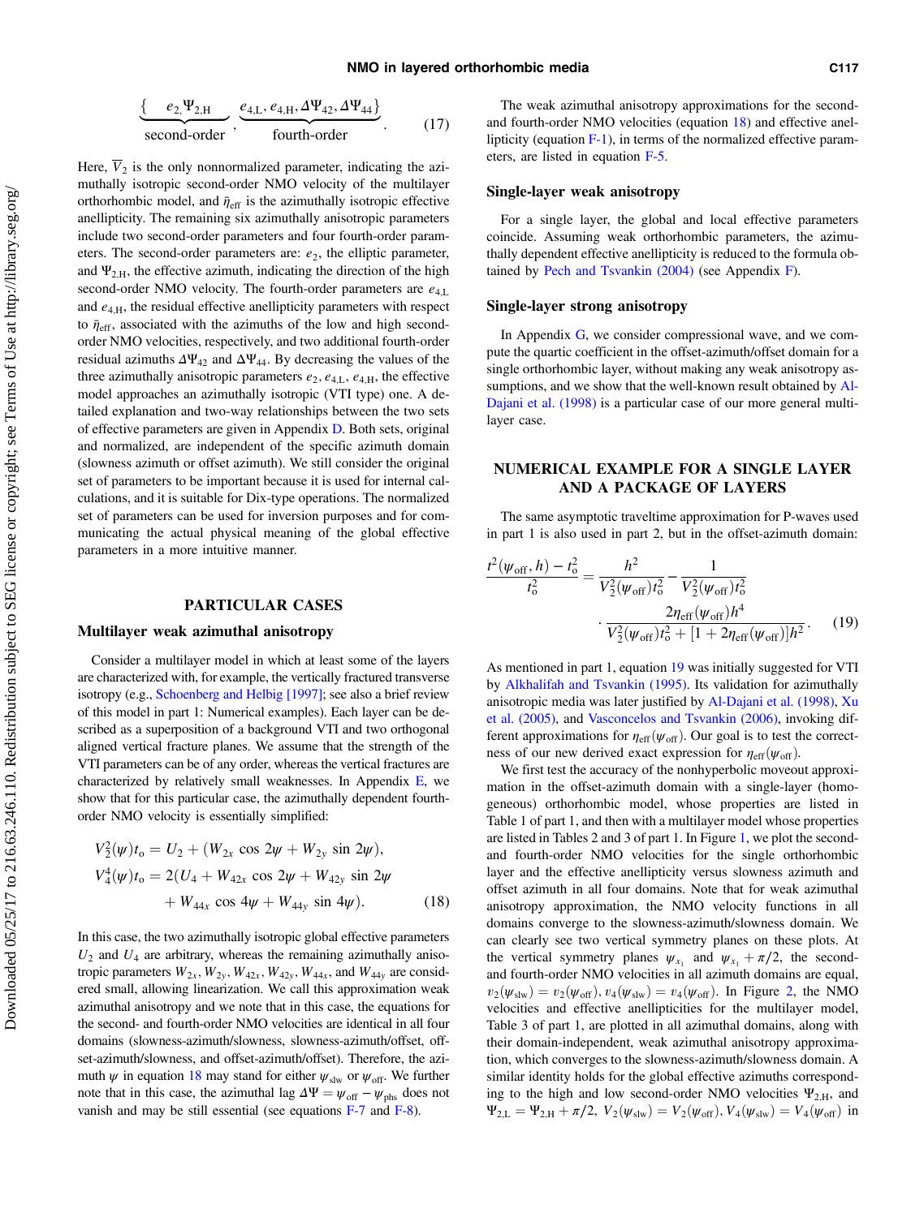$$\underbrace{\{ \quad e_2, \Psi_{2,\mathrm{H}}}_{\text{second-order}}, \underbrace{e_{4,\mathrm{L}}, e_{4,\mathrm{H}}, \Delta\Psi_{42}, \Delta\Psi_{44} \}}_{\text{fourth-order}}. \tag{17}$$

Here, $\overline{V}_2$ is the only nonnormalized parameter, indicating the azimuthally isotropic second-order NMO velocity of the multilayer orthorhombic model, and $\bar{\eta}_{\mathrm{eff}}$ is the azimuthally isotropic effective anellipticity. The remaining six azimuthally anisotropic parameters include two second-order parameters and four fourth-order parameters. The second-order parameters are: $e_2$, the elliptic parameter, and $\Psi_{2,\mathrm{H}}$, the effective azimuth, indicating the direction of the high second-order NMO velocity. The fourth-order parameters are $e_{4,\mathrm{L}}$ and $e_{4,\mathrm{H}}$, the residual effective anellipticity parameters with respect to $\bar{\eta}_{\mathrm{eff}}$, associated with the azimuths of the low and high second-order NMO velocities, respectively, and two additional fourth-order residual azimuths $\Delta\Psi_{42}$ and $\Delta\Psi_{44}$. By decreasing the values of the three azimuthally anisotropic parameters $e_2$, $e_{4,\mathrm{L}}$, $e_{4,\mathrm{H}}$, the effective model approaches an azimuthally isotropic (VTI type) one. A detailed explanation and two-way relationships between the two sets of effective parameters are given in Appendix D. Both sets, original and normalized, are independent of the specific azimuth domain (slowness azimuth or offset azimuth). We still consider the original set of parameters to be important because it is used for internal calculations, and it is suitable for Dix-type operations. The normalized set of parameters can be used for inversion purposes and for communicating the actual physical meaning of the global effective parameters in a more intuitive manner.

## PARTICULAR CASES

### Multilayer weak azimuthal anisotropy

Consider a multilayer model in which at least some of the layers are characterized with, for example, the vertically fractured transverse isotropy (e.g., Schoenberg and Helbig [1997]; see also a brief review of this model in part 1: Numerical examples). Each layer can be described as a superposition of a background VTI and two orthogonal aligned vertical fracture planes. We assume that the strength of the VTI parameters can be of any order, whereas the vertical fractures are characterized by relatively small weaknesses. In Appendix E, we show that for this particular case, the azimuthally dependent fourth-order NMO velocity is essentially simplified:

$$\begin{aligned} V_2^2(\psi)t_{\mathrm{o}} &= U_2 + (W_{2x}\cos 2\psi + W_{2y}\sin 2\psi), \\ V_4^4(\psi)t_{\mathrm{o}} &= 2(U_4 + W_{42x}\cos 2\psi + W_{42y}\sin 2\psi \\ &\quad + W_{44x}\cos 4\psi + W_{44y}\sin 4\psi). \end{aligned} \tag{18}$$

In this case, the two azimuthally isotropic global effective parameters $U_2$ and $U_4$ are arbitrary, whereas the remaining azimuthally anisotropic parameters $W_{2x}$, $W_{2y}$, $W_{42x}$, $W_{42y}$, $W_{44x}$, and $W_{44y}$ are considered small, allowing linearization. We call this approximation weak azimuthal anisotropy and we note that in this case, the equations for the second- and fourth-order NMO velocities are identical in all four domains (slowness-azimuth/slowness, slowness-azimuth/offset, offset-azimuth/slowness, and offset-azimuth/offset). Therefore, the azimuth $\psi$ in equation 18 may stand for either $\psi_{\mathrm{slw}}$ or $\psi_{\mathrm{off}}$. We further note that in this case, the azimuthal lag $\Delta\Psi = \psi_{\mathrm{off}} - \psi_{\mathrm{phs}}$ does not vanish and may be still essential (see equations F-7 and F-8).

The weak azimuthal anisotropy approximations for the second- and fourth-order NMO velocities (equation 18) and effective anellipticity (equation F-1), in terms of the normalized effective parameters, are listed in equation F-5.

### Single-layer weak anisotropy

For a single layer, the global and local effective parameters coincide. Assuming weak orthorhombic parameters, the azimuthally dependent effective anellipticity is reduced to the formula obtained by Pech and Tsvankin (2004) (see Appendix F).

### Single-layer strong anisotropy

In Appendix G, we consider compressional wave, and we compute the quartic coefficient in the offset-azimuth/offset domain for a single orthorhombic layer, without making any weak anisotropy assumptions, and we show that the well-known result obtained by Al-Dajani et al. (1998) is a particular case of our more general multilayer case.

## NUMERICAL EXAMPLE FOR A SINGLE LAYER AND A PACKAGE OF LAYERS

The same asymptotic traveltime approximation for P-waves used in part 1 is also used in part 2, but in the offset-azimuth domain:

$$\frac{t^2(\psi_{\mathrm{off}}, h) - t_{\mathrm{o}}^2}{t_{\mathrm{o}}^2} = \frac{h^2}{V_2^2(\psi_{\mathrm{off}})t_{\mathrm{o}}^2} - \frac{1}{V_2^2(\psi_{\mathrm{off}})t_{\mathrm{o}}^2} \cdot \frac{2\eta_{\mathrm{eff}}(\psi_{\mathrm{off}})h^4}{V_2^2(\psi_{\mathrm{off}})t_{\mathrm{o}}^2 + [1 + 2\eta_{\mathrm{eff}}(\psi_{\mathrm{off}})]h^2}. \tag{19}$$

As mentioned in part 1, equation 19 was initially suggested for VTI by Alkhalifah and Tsvankin (1995). Its validation for azimuthally anisotropic media was later justified by Al-Dajani et al. (1998), Xu et al. (2005), and Vasconcelos and Tsvankin (2006), invoking different approximations for $\eta_{\mathrm{eff}}(\psi_{\mathrm{off}})$. Our goal is to test the correctness of our new derived exact expression for $\eta_{\mathrm{eff}}(\psi_{\mathrm{off}})$.

We first test the accuracy of the nonhyperbolic moveout approximation in the offset-azimuth domain with a single-layer (homogeneous) orthorhombic model, whose properties are listed in Table 1 of part 1, and then with a multilayer model whose properties are listed in Tables 2 and 3 of part 1. In Figure 1, we plot the second- and fourth-order NMO velocities for the single orthorhombic layer and the effective anellipticity versus slowness azimuth and offset azimuth in all four domains. Note that for weak azimuthal anisotropy approximation, the NMO velocity functions in all domains converge to the slowness-azimuth/slowness domain. We can clearly see two vertical symmetry planes on these plots. At the vertical symmetry planes $\psi_{x_1}$ and $\psi_{x_1} + \pi/2$, the second- and fourth-order NMO velocities in all azimuth domains are equal, $v_2(\psi_{\mathrm{slw}}) = v_2(\psi_{\mathrm{off}})$, $v_4(\psi_{\mathrm{slw}}) = v_4(\psi_{\mathrm{off}})$. In Figure 2, the NMO velocities and effective anellipticities for the multilayer model, Table 3 of part 1, are plotted in all azimuthal domains, along with their domain-independent, weak azimuthal anisotropy approximation, which converges to the slowness-azimuth/slowness domain. A similar identity holds for the global effective azimuths corresponding to the high and low second-order NMO velocities $\Psi_{2,\mathrm{H}}$, and $\Psi_{2,\mathrm{L}} = \Psi_{2,\mathrm{H}} + \pi/2$, $V_2(\psi_{\mathrm{slw}}) = V_2(\psi_{\mathrm{off}})$, $V_4(\psi_{\mathrm{slw}}) = V_4(\psi_{\mathrm{off}})$ in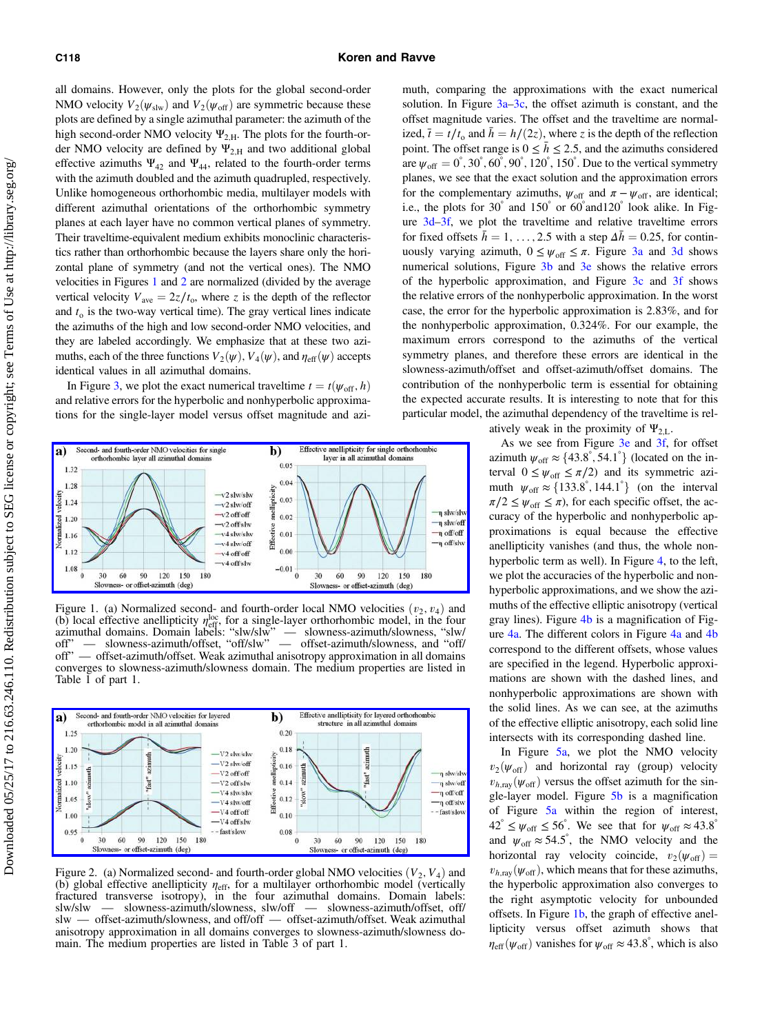all domains. However, only the plots for the global second-order NMO velocity $V_2(\psi_{\mathrm{slw}})$ and $V_2(\psi_{\mathrm{off}})$ are symmetric because these plots are defined by a single azimuthal parameter: the azimuth of the high second-order NMO velocity $\Psi_{2,\mathrm{H}}$. The plots for the fourth-order NMO velocity are defined by $\Psi_{2,\mathrm{H}}$ and two additional global effective azimuths $\Psi_{42}$ and $\Psi_{44}$, related to the fourth-order terms with the azimuth doubled and the azimuth quadrupled, respectively. Unlike homogeneous orthorhombic media, multilayer models with different azimuthal orientations of the orthorhombic symmetry planes at each layer have no common vertical planes of symmetry. Their traveltime-equivalent medium exhibits monoclinic characteristics rather than orthorhombic because the layers share only the horizontal plane of symmetry (and not the vertical ones). The NMO velocities in Figures 1 and 2 are normalized (divided by the average vertical velocity $V_{\mathrm{ave}} = 2z/t_{\mathrm{o}}$, where $z$ is the depth of the reflector and $t_{\mathrm{o}}$ is the two-way vertical time). The gray vertical lines indicate the azimuths of the high and low second-order NMO velocities, and they are labeled accordingly. We emphasize that at these two azimuths, each of the three functions $V_2(\psi)$, $V_4(\psi)$, and $\eta_{\mathrm{eff}}(\psi)$ accepts identical values in all azimuthal domains.

In Figure 3, we plot the exact numerical traveltime $t = t(\psi_{\mathrm{off}}, h)$ and relative errors for the hyperbolic and nonhyperbolic approximations for the single-layer model versus offset magnitude and azimuth, comparing the approximations with the exact numerical solution. In Figure 3a–3c, the offset azimuth is constant, and the offset magnitude varies. The offset and the traveltime are normalized, $\bar{t} = t/t_{\mathrm{o}}$ and $\bar{h} = h/(2z)$, where $z$ is the depth of the reflection point. The offset range is $0 \le \bar{h} \le 2.5$, and the azimuths considered are $\psi_{\mathrm{off}} = 0^{\circ}, 30^{\circ}, 60^{\circ}, 90^{\circ}, 120^{\circ}, 150^{\circ}$. Due to the vertical symmetry planes, we see that the exact solution and the approximation errors for the complementary azimuths, $\psi_{\mathrm{off}}$ and $\pi - \psi_{\mathrm{off}}$, are identical; i.e., the plots for $30^{\circ}$ and $150^{\circ}$ or $60^{\circ}$and$120^{\circ}$ look alike. In Figure 3d–3f, we plot the traveltime and relative traveltime errors for fixed offsets $\bar{h} = 1, \ldots, 2.5$ with a step $\Delta\bar{h} = 0.25$, for continuously varying azimuth, $0 \le \psi_{\mathrm{off}} \le \pi$. Figure 3a and 3d shows numerical solutions, Figure 3b and 3e shows the relative errors of the hyperbolic approximation, and Figure 3c and 3f shows the relative errors of the nonhyperbolic approximation. In the worst case, the error for the hyperbolic approximation is 2.83%, and for the nonhyperbolic approximation, 0.324%. For our example, the maximum errors correspond to the azimuths of the vertical symmetry planes, and therefore these errors are identical in the slowness-azimuth/offset and offset-azimuth/offset domains. The contribution of the nonhyperbolic term is essential for obtaining the expected accurate results. It is interesting to note that for this particular model, the azimuthal dependency of the traveltime is relatively weak in the proximity of $\Psi_{2,\mathrm{L}}$.

As we see from Figure 3e and 3f, for offset azimuth $\psi_{\mathrm{off}} \approx \{43.8^{\circ}, 54.1^{\circ}\}$ (located on the interval $0 \le \psi_{\mathrm{off}} \le \pi/2$) and its symmetric azimuth $\psi_{\mathrm{off}} \approx \{133.8^{\circ}, 144.1^{\circ}\}$ (on the interval $\pi/2 \le \psi_{\mathrm{off}} \le \pi$), for each specific offset, the accuracy of the hyperbolic and nonhyperbolic approximations is equal because the effective anellipticity vanishes (and thus, the whole nonhyperbolic term as well). In Figure 4, to the left, we plot the accuracies of the hyperbolic and nonhyperbolic approximations, and we show the azimuths of the effective elliptic anisotropy (vertical gray lines). Figure 4b is a magnification of Figure 4a. The different colors in Figure 4a and 4b correspond to the different offsets, whose values are specified in the legend. Hyperbolic approximations are shown with the dashed lines, and nonhyperbolic approximations are shown with the solid lines. As we can see, at the azimuths of the effective elliptic anisotropy, each solid line intersects with its corresponding dashed line.

In Figure 5a, we plot the NMO velocity $v_2(\psi_{\mathrm{off}})$ and horizontal ray (group) velocity $v_{h,\mathrm{ray}}(\psi_{\mathrm{off}})$ versus the offset azimuth for the single-layer model. Figure 5b is a magnification of Figure 5a within the region of interest, $42^{\circ} \le \psi_{\mathrm{off}} \le 56^{\circ}$. We see that for $\psi_{\mathrm{off}} \approx 43.8^{\circ}$ and $\psi_{\mathrm{off}} \approx 54.5^{\circ}$, the NMO velocity and the horizontal ray velocity coincide, $v_2(\psi_{\mathrm{off}}) = v_{h,\mathrm{ray}}(\psi_{\mathrm{off}})$, which means that for these azimuths, the hyperbolic approximation also converges to the right asymptotic velocity for unbounded offsets. In Figure 1b, the graph of effective anellipticity versus offset azimuth shows that $\eta_{\mathrm{eff}}(\psi_{\mathrm{off}})$ vanishes for $\psi_{\mathrm{off}} \approx 43.8^{\circ}$, which is also

Figure 1. (a) Normalized second- and fourth-order local NMO velocities ($v_2$, $v_4$) and (b) local effective anellipticity $\eta_{\mathrm{eff}}^{\mathrm{loc}}$, for a single-layer orthorhombic model, in the four azimuthal domains. Domain labels: "slw/slw" — slowness-azimuth/slowness, "slw/off" — slowness-azimuth/offset, "off/slw" — offset-azimuth/slowness, and "off/off" — offset-azimuth/offset. Weak azimuthal anisotropy approximation in all domains converges to slowness-azimuth/slowness domain. The medium properties are listed in Table 1 of part 1.

Figure 2. (a) Normalized second- and fourth-order global NMO velocities ($V_2$, $V_4$) and (b) global effective anellipticity $\eta_{\mathrm{eff}}$, for a multilayer orthorhombic model (vertically fractured transverse isotropy), in the four azimuthal domains. Domain labels: slw/slw — slowness-azimuth/slowness, slw/off — slowness-azimuth/offset, off/slw — offset-azimuth/slowness, and off/off — offset-azimuth/offset. Weak azimuthal anisotropy approximation in all domains converges to slowness-azimuth/slowness domain. The medium properties are listed in Table 3 of part 1.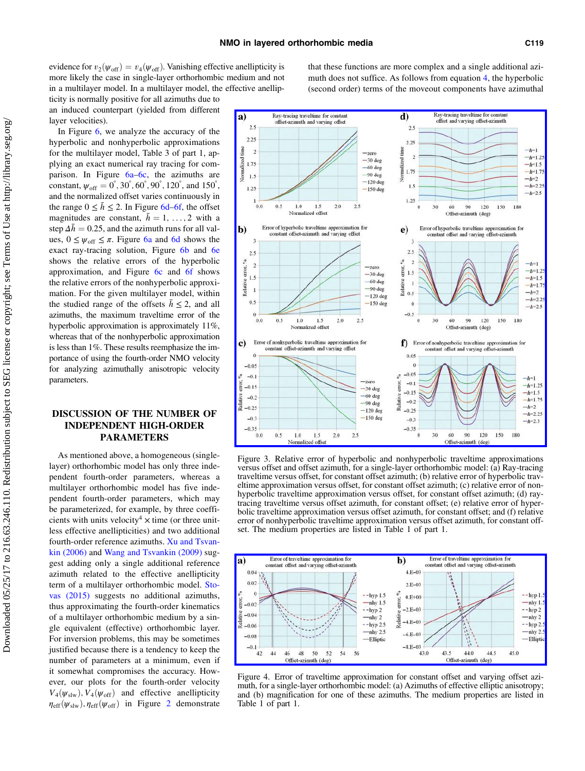evidence for $v_2(\psi_{\text{off}}) = v_4(\psi_{\text{off}})$. Vanishing effective anellipticity is more likely the case in single-layer orthorhombic medium and not in a multilayer model. In a multilayer model, the effective anellipticity is normally positive for all azimuths due to an induced counterpart (yielded from different layer velocities).

In Figure 6, we analyze the accuracy of the hyperbolic and nonhyperbolic approximations for the multilayer model, Table 3 of part 1, applying an exact numerical ray tracing for comparison. In Figure 6a–6c, the azimuths are constant, $\psi_{\text{off}} = 0^\circ, 30^\circ, 60^\circ, 90^\circ, 120^\circ$, and $150^\circ$, and the normalized offset varies continuously in the range $0 \le \bar{h} \le 2$. In Figure 6d–6f, the offset magnitudes are constant, $\bar{h} = 1, \ldots, 2$ with a step $\Delta\bar{h} = 0.25$, and the azimuth runs for all values, $0 \le \psi_{\text{off}} \le \pi$. Figure 6a and 6d shows the exact ray-tracing solution, Figure 6b and 6e shows the relative errors of the hyperbolic approximation, and Figure 6c and 6f shows the relative errors of the nonhyperbolic approximation. For the given multilayer model, within the studied range of the offsets $\bar{h} \le 2$, and all azimuths, the maximum traveltime error of the hyperbolic approximation is approximately 11%, whereas that of the nonhyperbolic approximation is less than 1%. These results reemphasize the importance of using the fourth-order NMO velocity for analyzing azimuthally anisotropic velocity parameters.

## DISCUSSION OF THE NUMBER OF INDEPENDENT HIGH-ORDER PARAMETERS

As mentioned above, a homogeneous (single-layer) orthorhombic model has only three independent fourth-order parameters, whereas a multilayer orthorhombic model has five independent fourth-order parameters, which may be parameterized, for example, by three coefficients with units velocity$^4$ × time (or three unitless effective anellipticities) and two additional fourth-order reference azimuths. Xu and Tsvankin (2006) and Wang and Tsvankin (2009) suggest adding only a single additional reference azimuth related to the effective anellipticity term of a multilayer orthorhombic model. Stovas (2015) suggests no additional azimuths, thus approximating the fourth-order kinematics of a multilayer orthorhombic medium by a single equivalent (effective) orthorhombic layer. For inversion problems, this may be sometimes justified because there is a tendency to keep the number of parameters at a minimum, even if it somewhat compromises the accuracy. However, our plots for the fourth-order velocity $V_4(\psi_{\text{slw}}), V_4(\psi_{\text{off}})$ and effective anellipticity $\eta_{\text{eff}}(\psi_{\text{slw}}), \eta_{\text{eff}}(\psi_{\text{off}})$ in Figure 2 demonstrate that these functions are more complex and a single additional azimuth does not suffice. As follows from equation 4, the hyperbolic (second order) terms of the moveout components have azimuthal

Figure 3. Relative error of hyperbolic and nonhyperbolic traveltime approximations versus offset and offset azimuth, for a single-layer orthorhombic model: (a) Ray-tracing traveltime versus offset, for constant offset azimuth; (b) relative error of hyperbolic traveltime approximation versus offset, for constant offset azimuth; (c) relative error of nonhyperbolic traveltime approximation versus offset, for constant offset azimuth; (d) ray-tracing traveltime versus offset azimuth, for constant offset; (e) relative error of hyperbolic traveltime approximation versus offset azimuth, for constant offset; and (f) relative error of nonhyperbolic traveltime approximation versus offset azimuth, for constant offset. The medium properties are listed in Table 1 of part 1.

Figure 4. Error of traveltime approximation for constant offset and varying offset azimuth, for a single-layer orthorhombic model: (a) Azimuths of effective elliptic anisotropy; and (b) magnification for one of these azimuths. The medium properties are listed in Table 1 of part 1.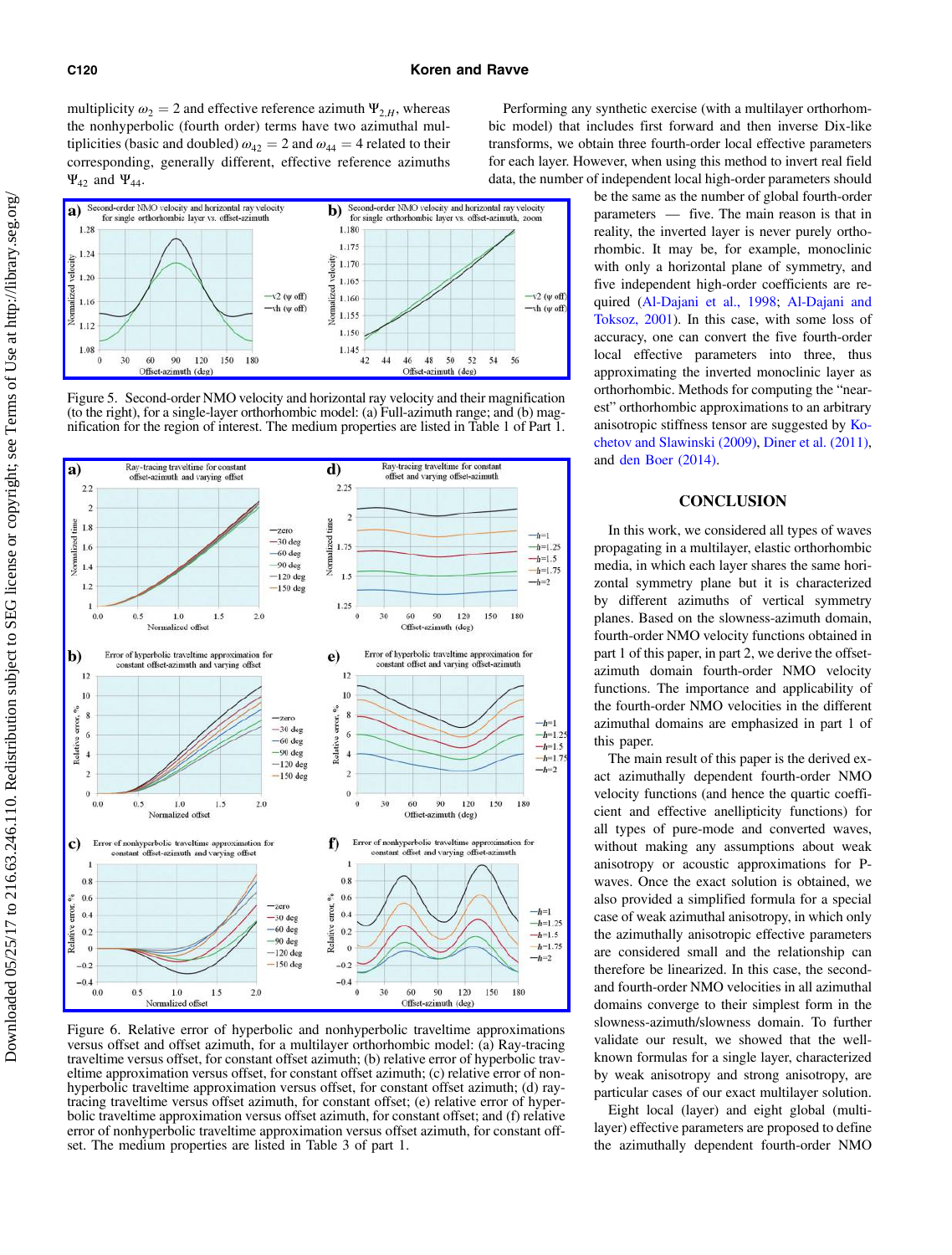multiplicity $\omega_2 = 2$ and effective reference azimuth $\Psi_{2,H}$, whereas the nonhyperbolic (fourth order) terms have two azimuthal multiplicities (basic and doubled) $\omega_{42} = 2$ and $\omega_{44} = 4$ related to their corresponding, generally different, effective reference azimuths $\Psi_{42}$ and $\Psi_{44}$.

Figure 5. Second-order NMO velocity and horizontal ray velocity and their magnification (to the right), for a single-layer orthorhombic model: (a) Full-azimuth range; and (b) magnification for the region of interest. The medium properties are listed in Table 1 of Part 1.

Figure 6. Relative error of hyperbolic and nonhyperbolic traveltime approximations versus offset and offset azimuth, for a multilayer orthorhombic model: (a) Ray-tracing traveltime versus offset, for constant offset azimuth; (b) relative error of hyperbolic traveltime approximation versus offset, for constant offset azimuth; (c) relative error of nonhyperbolic traveltime approximation versus offset, for constant offset azimuth; (d) ray-tracing traveltime versus offset azimuth, for constant offset; (e) relative error of hyperbolic traveltime approximation versus offset azimuth, for constant offset; and (f) relative error of nonhyperbolic traveltime approximation versus offset azimuth, for constant offset. The medium properties are listed in Table 3 of part 1.

Performing any synthetic exercise (with a multilayer orthorhombic model) that includes first forward and then inverse Dix-like transforms, we obtain three fourth-order local effective parameters for each layer. However, when using this method to invert real field data, the number of independent local high-order parameters should be the same as the number of global fourth-order parameters — five. The main reason is that in reality, the inverted layer is never purely orthorhombic. It may be, for example, monoclinic with only a horizontal plane of symmetry, and five independent high-order coefficients are required (Al-Dajani et al., 1998; Al-Dajani and Toksoz, 2001). In this case, with some loss of accuracy, one can convert the five fourth-order local effective parameters into three, thus approximating the inverted monoclinic layer as orthorhombic. Methods for computing the "nearest" orthorhombic approximations to an arbitrary anisotropic stiffness tensor are suggested by Kochetov and Slawinski (2009), Diner et al. (2011), and den Boer (2014).

## CONCLUSION

In this work, we considered all types of waves propagating in a multilayer, elastic orthorhombic media, in which each layer shares the same horizontal symmetry plane but it is characterized by different azimuths of vertical symmetry planes. Based on the slowness-azimuth domain, fourth-order NMO velocity functions obtained in part 1 of this paper, in part 2, we derive the offset-azimuth domain fourth-order NMO velocity functions. The importance and applicability of the fourth-order NMO velocities in the different azimuthal domains are emphasized in part 1 of this paper.

The main result of this paper is the derived exact azimuthally dependent fourth-order NMO velocity functions (and hence the quartic coefficient and effective anellipticity functions) for all types of pure-mode and converted waves, without making any assumptions about weak anisotropy or acoustic approximations for P-waves. Once the exact solution is obtained, we also provided a simplified formula for a special case of weak azimuthal anisotropy, in which only the azimuthally anisotropic effective parameters are considered small and the relationship can therefore be linearized. In this case, the second- and fourth-order NMO velocities in all azimuthal domains converge to their simplest form in the slowness-azimuth/slowness domain. To further validate our result, we showed that the well-known formulas for a single layer, characterized by weak anisotropy and strong anisotropy, are particular cases of our exact multilayer solution.

Eight local (layer) and eight global (multilayer) effective parameters are proposed to define the azimuthally dependent fourth-order NMO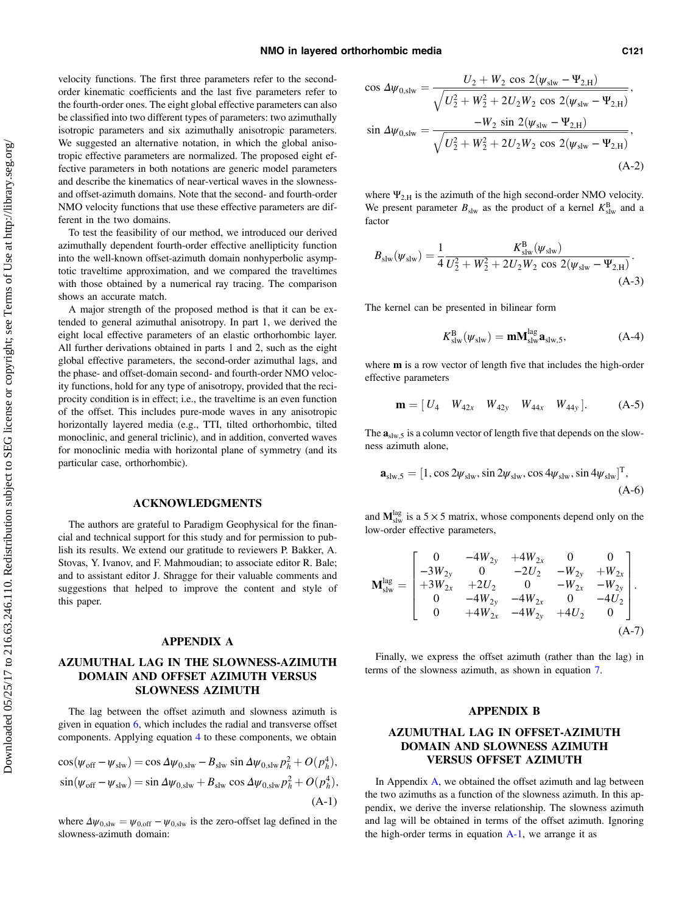velocity functions. The first three parameters refer to the second-order kinematic coefficients and the last five parameters refer to the fourth-order ones. The eight global effective parameters can also be classified into two different types of parameters: two azimuthally isotropic parameters and six azimuthally anisotropic parameters. We suggested an alternative notation, in which the global anisotropic effective parameters are normalized. The proposed eight effective parameters in both notations are generic model parameters and describe the kinematics of near-vertical waves in the slowness- and offset-azimuth domains. Note that the second- and fourth-order NMO velocity functions that use these effective parameters are different in the two domains.

To test the feasibility of our method, we introduced our derived azimuthally dependent fourth-order effective anellipticity function into the well-known offset-azimuth domain nonhyperbolic asymptotic traveltime approximation, and we compared the traveltimes with those obtained by a numerical ray tracing. The comparison shows an accurate match.

A major strength of the proposed method is that it can be extended to general azimuthal anisotropy. In part 1, we derived the eight local effective parameters of an elastic orthorhombic layer. All further derivations obtained in parts 1 and 2, such as the eight global effective parameters, the second-order azimuthal lags, and the phase- and offset-domain second- and fourth-order NMO velocity functions, hold for any type of anisotropy, provided that the reciprocity condition is in effect; i.e., the traveltime is an even function of the offset. This includes pure-mode waves in any anisotropic horizontally layered media (e.g., TTI, tilted orthorhombic, tilted monoclinic, and general triclinic), and in addition, converted waves for monoclinic media with horizontal plane of symmetry (and its particular case, orthorhombic).

## ACKNOWLEDGMENTS

The authors are grateful to Paradigm Geophysical for the financial and technical support for this study and for permission to publish its results. We extend our gratitude to reviewers P. Bakker, A. Stovas, Y. Ivanov, and F. Mahmoudian; to associate editor R. Bale; and to assistant editor J. Shragge for their valuable comments and suggestions that helped to improve the content and style of this paper.

## APPENDIX A

## AZUMUTHAL LAG IN THE SLOWNESS-AZIMUTH DOMAIN AND OFFSET AZIMUTH VERSUS SLOWNESS AZIMUTH

The lag between the offset azimuth and slowness azimuth is given in equation 6, which includes the radial and transverse offset components. Applying equation 4 to these components, we obtain

$$\cos(\psi_{\mathrm{off}}-\psi_{\mathrm{slw}}) = \cos\Delta\psi_{0,\mathrm{slw}} - B_{\mathrm{slw}}\sin\Delta\psi_{0,\mathrm{slw}}\,p_h^2 + O(p_h^4),$$
$$\sin(\psi_{\mathrm{off}}-\psi_{\mathrm{slw}}) = \sin\Delta\psi_{0,\mathrm{slw}} + B_{\mathrm{slw}}\cos\Delta\psi_{0,\mathrm{slw}}\,p_h^2 + O(p_h^4), \tag{A-1}$$

where $\Delta\psi_{0,\mathrm{slw}} = \psi_{0,\mathrm{off}} - \psi_{0,\mathrm{slw}}$ is the zero-offset lag defined in the slowness-azimuth domain:

$$\cos\Delta\psi_{0,\mathrm{slw}} = \frac{U_2 + W_2\cos 2(\psi_{\mathrm{slw}}-\Psi_{2,\mathrm{H}})}{\sqrt{U_2^2+W_2^2+2U_2W_2\cos 2(\psi_{\mathrm{slw}}-\Psi_{2,\mathrm{H}})}},$$
$$\sin\Delta\psi_{0,\mathrm{slw}} = \frac{-W_2\sin 2(\psi_{\mathrm{slw}}-\Psi_{2,\mathrm{H}})}{\sqrt{U_2^2+W_2^2+2U_2W_2\cos 2(\psi_{\mathrm{slw}}-\Psi_{2,\mathrm{H}})}}, \tag{A-2}$$

where $\Psi_{2,\mathrm{H}}$ is the azimuth of the high second-order NMO velocity. We present parameter $B_{\mathrm{slw}}$ as the product of a kernel $K^{\mathrm{B}}_{\mathrm{slw}}$ and a factor

$$B_{\mathrm{slw}}(\psi_{\mathrm{slw}}) = \frac{1}{4}\frac{K^{\mathrm{B}}_{\mathrm{slw}}(\psi_{\mathrm{slw}})}{U_2^2+W_2^2+2U_2W_2\cos 2(\psi_{\mathrm{slw}}-\Psi_{2,\mathrm{H}})}. \tag{A-3}$$

The kernel can be presented in bilinear form

$$K^{\mathrm{B}}_{\mathrm{slw}}(\psi_{\mathrm{slw}}) = \mathbf{m}\mathbf{M}^{\mathrm{lag}}_{\mathrm{slw}}\mathbf{a}_{\mathrm{slw},5}, \tag{A-4}$$

where $\mathbf{m}$ is a row vector of length five that includes the high-order effective parameters

$$\mathbf{m} = [\,U_4 \quad W_{42x} \quad W_{42y} \quad W_{44x} \quad W_{44y}\,]. \tag{A-5}$$

The $\mathbf{a}_{\mathrm{slw},5}$ is a column vector of length five that depends on the slowness azimuth alone,

$$\mathbf{a}_{\mathrm{slw},5} = [1, \cos 2\psi_{\mathrm{slw}}, \sin 2\psi_{\mathrm{slw}}, \cos 4\psi_{\mathrm{slw}}, \sin 4\psi_{\mathrm{slw}}]^{\mathrm{T}}, \tag{A-6}$$

and $\mathbf{M}^{\mathrm{lag}}_{\mathrm{slw}}$ is a $5\times 5$ matrix, whose components depend only on the low-order effective parameters,

$$\mathbf{M}^{\mathrm{lag}}_{\mathrm{slw}} = \begin{bmatrix} 0 & -4W_{2y} & +4W_{2x} & 0 & 0 \\ -3W_{2y} & 0 & -2U_2 & -W_{2y} & +W_{2x} \\ +3W_{2x} & +2U_2 & 0 & -W_{2x} & -W_{2y} \\ 0 & -4W_{2y} & -4W_{2x} & 0 & -4U_2 \\ 0 & +4W_{2x} & -4W_{2y} & +4U_2 & 0 \end{bmatrix}. \tag{A-7}$$

Finally, we express the offset azimuth (rather than the lag) in terms of the slowness azimuth, as shown in equation 7.

## APPENDIX B

## AZUMUTHAL LAG IN OFFSET-AZIMUTH DOMAIN AND SLOWNESS AZIMUTH VERSUS OFFSET AZIMUTH

In Appendix A, we obtained the offset azimuth and lag between the two azimuths as a function of the slowness azimuth. In this appendix, we derive the inverse relationship. The slowness azimuth and lag will be obtained in terms of the offset azimuth. Ignoring the high-order terms in equation A-1, we arrange it as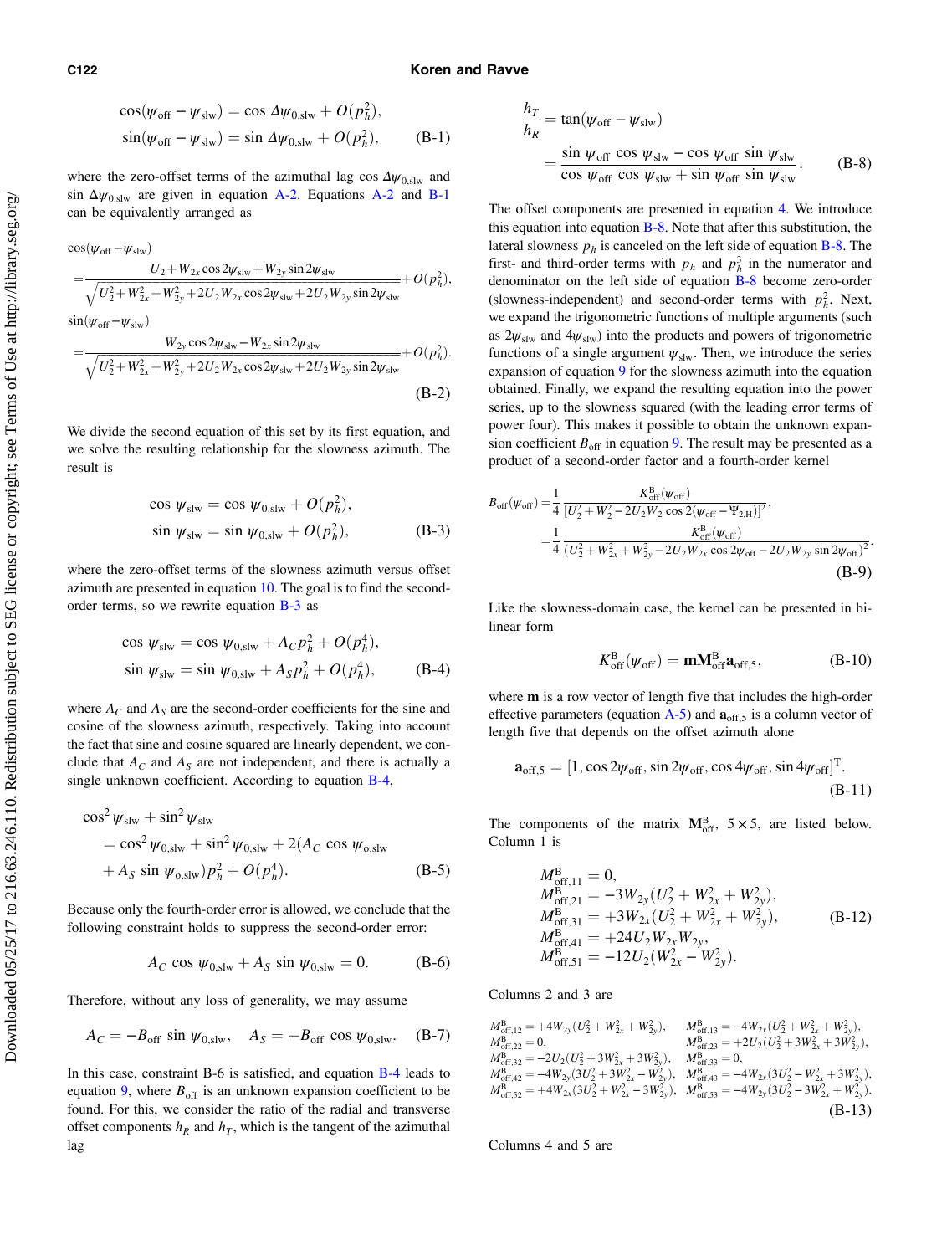$$\cos(\psi_{\text{off}} - \psi_{\text{slw}}) = \cos \Delta\psi_{0,\text{slw}} + O(p_h^2),$$
$$\sin(\psi_{\text{off}} - \psi_{\text{slw}}) = \sin \Delta\psi_{0,\text{slw}} + O(p_h^2), \qquad \text{(B-1)}$$

where the zero-offset terms of the azimuthal lag $\cos \Delta\psi_{0,\text{slw}}$ and $\sin \Delta\psi_{0,\text{slw}}$ are given in equation A-2. Equations A-2 and B-1 can be equivalently arranged as

$$\cos(\psi_{\text{off}} - \psi_{\text{slw}}) = \frac{U_2 + W_{2x}\cos 2\psi_{\text{slw}} + W_{2y}\sin 2\psi_{\text{slw}}}{\sqrt{U_2^2 + W_{2x}^2 + W_{2y}^2 + 2U_2W_{2x}\cos 2\psi_{\text{slw}} + 2U_2W_{2y}\sin 2\psi_{\text{slw}}}} + O(p_h^2),$$
$$\sin(\psi_{\text{off}} - \psi_{\text{slw}}) = \frac{W_{2y}\cos 2\psi_{\text{slw}} - W_{2x}\sin 2\psi_{\text{slw}}}{\sqrt{U_2^2 + W_{2x}^2 + W_{2y}^2 + 2U_2W_{2x}\cos 2\psi_{\text{slw}} + 2U_2W_{2y}\sin 2\psi_{\text{slw}}}} + O(p_h^2). \qquad \text{(B-2)}$$

We divide the second equation of this set by its first equation, and we solve the resulting relationship for the slowness azimuth. The result is

$$\cos \psi_{\text{slw}} = \cos \psi_{0,\text{slw}} + O(p_h^2),$$
$$\sin \psi_{\text{slw}} = \sin \psi_{0,\text{slw}} + O(p_h^2), \qquad \text{(B-3)}$$

where the zero-offset terms of the slowness azimuth versus offset azimuth are presented in equation 10. The goal is to find the second-order terms, so we rewrite equation B-3 as

$$\cos \psi_{\text{slw}} = \cos \psi_{0,\text{slw}} + A_C p_h^2 + O(p_h^4),$$
$$\sin \psi_{\text{slw}} = \sin \psi_{0,\text{slw}} + A_S p_h^2 + O(p_h^4), \qquad \text{(B-4)}$$

where $A_C$ and $A_S$ are the second-order coefficients for the sine and cosine of the slowness azimuth, respectively. Taking into account the fact that sine and cosine squared are linearly dependent, we conclude that $A_C$ and $A_S$ are not independent, and there is actually a single unknown coefficient. According to equation B-4,

$$\cos^2 \psi_{\text{slw}} + \sin^2 \psi_{\text{slw}} = \cos^2 \psi_{0,\text{slw}} + \sin^2 \psi_{0,\text{slw}} + 2(A_C \cos \psi_{\text{o,slw}} + A_S \sin \psi_{\text{o,slw}})p_h^2 + O(p_h^4). \qquad \text{(B-5)}$$

Because only the fourth-order error is allowed, we conclude that the following constraint holds to suppress the second-order error:

$$A_C \cos \psi_{0,\text{slw}} + A_S \sin \psi_{0,\text{slw}} = 0. \qquad \text{(B-6)}$$

Therefore, without any loss of generality, we may assume

$$A_C = -B_{\text{off}} \sin \psi_{0,\text{slw}}, \quad A_S = +B_{\text{off}} \cos \psi_{0,\text{slw}}. \qquad \text{(B-7)}$$

In this case, constraint B-6 is satisfied, and equation B-4 leads to equation 9, where $B_{\text{off}}$ is an unknown expansion coefficient to be found. For this, we consider the ratio of the radial and transverse offset components $h_R$ and $h_T$, which is the tangent of the azimuthal lag

$$\frac{h_T}{h_R} = \tan(\psi_{\text{off}} - \psi_{\text{slw}}) = \frac{\sin \psi_{\text{off}} \cos \psi_{\text{slw}} - \cos \psi_{\text{off}} \sin \psi_{\text{slw}}}{\cos \psi_{\text{off}} \cos \psi_{\text{slw}} + \sin \psi_{\text{off}} \sin \psi_{\text{slw}}}. \qquad \text{(B-8)}$$

The offset components are presented in equation 4. We introduce this equation into equation B-8. Note that after this substitution, the lateral slowness $p_h$ is canceled on the left side of equation B-8. The first- and third-order terms with $p_h$ and $p_h^3$ in the numerator and denominator on the left side of equation B-8 become zero-order (slowness-independent) and second-order terms with $p_h^2$. Next, we expand the trigonometric functions of multiple arguments (such as $2\psi_{\text{slw}}$ and $4\psi_{\text{slw}}$) into the products and powers of trigonometric functions of a single argument $\psi_{\text{slw}}$. Then, we introduce the series expansion of equation 9 for the slowness azimuth into the equation obtained. Finally, we expand the resulting equation into the power series, up to the slowness squared (with the leading error terms of power four). This makes it possible to obtain the unknown expansion coefficient $B_{\text{off}}$ in equation 9. The result may be presented as a product of a second-order factor and a fourth-order kernel

$$B_{\text{off}}(\psi_{\text{off}}) = \frac{1}{4}\frac{K^{\text{B}}_{\text{off}}(\psi_{\text{off}})}{[U_2^2 + W_2^2 - 2U_2W_2\cos 2(\psi_{\text{off}} - \Psi_{2,\text{H}})]^2}$$
$$= \frac{1}{4}\frac{K^{\text{B}}_{\text{off}}(\psi_{\text{off}})}{(U_2^2 + W_{2x}^2 + W_{2y}^2 - 2U_2W_{2x}\cos 2\psi_{\text{off}} - 2U_2W_{2y}\sin 2\psi_{\text{off}})^2}. \qquad \text{(B-9)}$$

Like the slowness-domain case, the kernel can be presented in bilinear form

$$K^{\text{B}}_{\text{off}}(\psi_{\text{off}}) = \mathbf{m}\mathbf{M}^{\text{B}}_{\text{off}}\mathbf{a}_{\text{off},5}, \qquad \text{(B-10)}$$

where $\mathbf{m}$ is a row vector of length five that includes the high-order effective parameters (equation A-5) and $\mathbf{a}_{\text{off},5}$ is a column vector of length five that depends on the offset azimuth alone

$$\mathbf{a}_{\text{off},5} = [1, \cos 2\psi_{\text{off}}, \sin 2\psi_{\text{off}}, \cos 4\psi_{\text{off}}, \sin 4\psi_{\text{off}}]^{\text{T}}. \qquad \text{(B-11)}$$

The components of the matrix $\mathbf{M}^{\text{B}}_{\text{off}}$, $5 \times 5$, are listed below. Column 1 is

$$\begin{aligned}
M^{\text{B}}_{\text{off},11} &= 0,\\
M^{\text{B}}_{\text{off},21} &= -3W_{2y}(U_2^2 + W_{2x}^2 + W_{2y}^2),\\
M^{\text{B}}_{\text{off},31} &= +3W_{2x}(U_2^2 + W_{2x}^2 + W_{2y}^2),\\
M^{\text{B}}_{\text{off},41} &= +24U_2W_{2x}W_{2y},\\
M^{\text{B}}_{\text{off},51} &= -12U_2(W_{2x}^2 - W_{2y}^2).
\end{aligned} \qquad \text{(B-12)}$$

Columns 2 and 3 are

$$\begin{aligned}
M^{\text{B}}_{\text{off},12} &= +4W_{2y}(U_2^2 + W_{2x}^2 + W_{2y}^2), & M^{\text{B}}_{\text{off},13} &= -4W_{2x}(U_2^2 + W_{2x}^2 + W_{2y}^2),\\
M^{\text{B}}_{\text{off},22} &= 0, & M^{\text{B}}_{\text{off},23} &= +2U_2(U_2^2 + 3W_{2x}^2 + 3W_{2y}^2),\\
M^{\text{B}}_{\text{off},32} &= -2U_2(U_2^2 + 3W_{2x}^2 + 3W_{2y}^2), & M^{\text{B}}_{\text{off},33} &= 0,\\
M^{\text{B}}_{\text{off},42} &= -4W_{2y}(3U_2^2 + 3W_{2x}^2 - W_{2y}^2), & M^{\text{B}}_{\text{off},43} &= -4W_{2x}(3U_2^2 - W_{2x}^2 + 3W_{2y}^2),\\
M^{\text{B}}_{\text{off},52} &= +4W_{2x}(3U_2^2 + W_{2x}^2 - 3W_{2y}^2), & M^{\text{B}}_{\text{off},53} &= -4W_{2y}(3U_2^2 - 3W_{2x}^2 + W_{2y}^2).
\end{aligned} \qquad \text{(B-13)}$$

Columns 4 and 5 are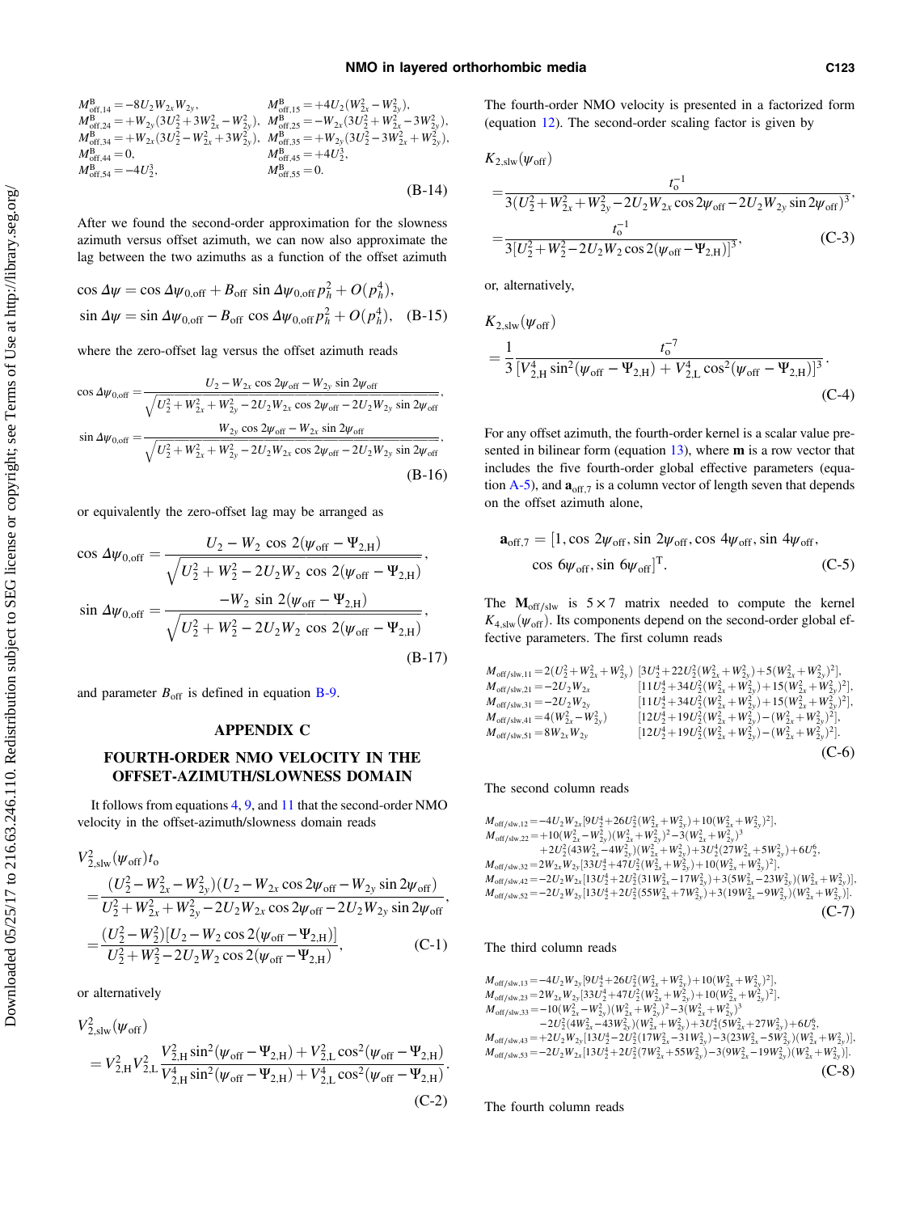$$
\begin{aligned}
&M^{\mathrm{B}}_{\mathrm{off},14}=-8U_2W_{2x}W_{2y}, && M^{\mathrm{B}}_{\mathrm{off},15}=+4U_2(W^2_{2x}-W^2_{2y}),\\
&M^{\mathrm{B}}_{\mathrm{off},24}=+W_{2y}(3U^2_2+3W^2_{2x}-W^2_{2y}), && M^{\mathrm{B}}_{\mathrm{off},25}=-W_{2x}(3U^2_2+W^2_{2x}-3W^2_{2y}),\\
&M^{\mathrm{B}}_{\mathrm{off},34}=+W_{2x}(3U^2_2-W^2_{2x}+3W^2_{2y}), && M^{\mathrm{B}}_{\mathrm{off},35}=+W_{2y}(3U^2_2-3W^2_{2x}+W^2_{2y}),\\
&M^{\mathrm{B}}_{\mathrm{off},44}=0, && M^{\mathrm{B}}_{\mathrm{off},45}=+4U^3_2,\\
&M^{\mathrm{B}}_{\mathrm{off},54}=-4U^3_2, && M^{\mathrm{B}}_{\mathrm{off},55}=0.
\end{aligned}
\tag{B-14}
$$

After we found the second-order approximation for the slowness azimuth versus offset azimuth, we can now also approximate the lag between the two azimuths as a function of the offset azimuth

$$
\begin{aligned}
\cos\Delta\psi &= \cos\Delta\psi_{0,\mathrm{off}} + B_{\mathrm{off}}\sin\Delta\psi_{0,\mathrm{off}}\,p_h^2 + O(p_h^4),\\
\sin\Delta\psi &= \sin\Delta\psi_{0,\mathrm{off}} - B_{\mathrm{off}}\cos\Delta\psi_{0,\mathrm{off}}\,p_h^2 + O(p_h^4),
\end{aligned}
\tag{B-15}
$$

where the zero-offset lag versus the offset azimuth reads

$$
\begin{aligned}
\cos\Delta\psi_{0,\mathrm{off}} &= \frac{U_2 - W_{2x}\cos 2\psi_{\mathrm{off}} - W_{2y}\sin 2\psi_{\mathrm{off}}}{\sqrt{U^2_2+W^2_{2x}+W^2_{2y}-2U_2W_{2x}\cos 2\psi_{\mathrm{off}}-2U_2W_{2y}\sin 2\psi_{\mathrm{off}}}},\\
\sin\Delta\psi_{0,\mathrm{off}} &= \frac{W_{2y}\cos 2\psi_{\mathrm{off}} - W_{2x}\sin 2\psi_{\mathrm{off}}}{\sqrt{U^2_2+W^2_{2x}+W^2_{2y}-2U_2W_{2x}\cos 2\psi_{\mathrm{off}}-2U_2W_{2y}\sin 2\psi_{\mathrm{off}}}},
\end{aligned}
\tag{B-16}
$$

or equivalently the zero-offset lag may be arranged as

$$
\begin{aligned}
\cos\Delta\psi_{0,\mathrm{off}} &= \frac{U_2 - W_2\cos 2(\psi_{\mathrm{off}}-\Psi_{2,\mathrm{H}})}{\sqrt{U^2_2+W^2_2-2U_2W_2\cos 2(\psi_{\mathrm{off}}-\Psi_{2,\mathrm{H}})}},\\
\sin\Delta\psi_{0,\mathrm{off}} &= \frac{-W_2\sin 2(\psi_{\mathrm{off}}-\Psi_{2,\mathrm{H}})}{\sqrt{U^2_2+W^2_2-2U_2W_2\cos 2(\psi_{\mathrm{off}}-\Psi_{2,\mathrm{H}})}},
\end{aligned}
\tag{B-17}
$$

and parameter $B_{\mathrm{off}}$ is defined in equation B-9.

## APPENDIX C

## FOURTH-ORDER NMO VELOCITY IN THE OFFSET-AZIMUTH/SLOWNESS DOMAIN

It follows from equations 4, 9, and 11 that the second-order NMO velocity in the offset-azimuth/slowness domain reads

$$
\begin{aligned}
V^2_{2,\mathrm{slw}}(\psi_{\mathrm{off}})t_{\mathrm{o}}
&= \frac{(U^2_2-W^2_{2x}-W^2_{2y})(U_2-W_{2x}\cos 2\psi_{\mathrm{off}}-W_{2y}\sin 2\psi_{\mathrm{off}})}{U^2_2+W^2_{2x}+W^2_{2y}-2U_2W_{2x}\cos 2\psi_{\mathrm{off}}-2U_2W_{2y}\sin 2\psi_{\mathrm{off}}},\\
&= \frac{(U^2_2-W^2_2)[U_2-W_2\cos 2(\psi_{\mathrm{off}}-\Psi_{2,\mathrm{H}})]}{U^2_2+W^2_2-2U_2W_2\cos 2(\psi_{\mathrm{off}}-\Psi_{2,\mathrm{H}})},
\end{aligned}
\tag{C-1}
$$

or alternatively

$$
V^2_{2,\mathrm{slw}}(\psi_{\mathrm{off}}) = V^2_{2,\mathrm{H}}V^2_{2,\mathrm{L}}\frac{V^2_{2,\mathrm{H}}\sin^2(\psi_{\mathrm{off}}-\Psi_{2,\mathrm{H}})+V^2_{2,\mathrm{L}}\cos^2(\psi_{\mathrm{off}}-\Psi_{2,\mathrm{H}})}{V^4_{2,\mathrm{H}}\sin^2(\psi_{\mathrm{off}}-\Psi_{2,\mathrm{H}})+V^4_{2,\mathrm{L}}\cos^2(\psi_{\mathrm{off}}-\Psi_{2,\mathrm{H}})}.
\tag{C-2}
$$

The fourth-order NMO velocity is presented in a factorized form (equation 12). The second-order scaling factor is given by

$$
\begin{aligned}
K_{2,\mathrm{slw}}(\psi_{\mathrm{off}})
&= \frac{t_{\mathrm{o}}^{-1}}{3(U^2_2+W^2_{2x}+W^2_{2y}-2U_2W_{2x}\cos 2\psi_{\mathrm{off}}-2U_2W_{2y}\sin 2\psi_{\mathrm{off}})^3},\\
&= \frac{t_{\mathrm{o}}^{-1}}{3[U^2_2+W^2_2-2U_2W_2\cos 2(\psi_{\mathrm{off}}-\Psi_{2,\mathrm{H}})]^3},
\end{aligned}
\tag{C-3}
$$

or, alternatively,

$$
K_{2,\mathrm{slw}}(\psi_{\mathrm{off}}) = \frac{1}{3}\frac{t_{\mathrm{o}}^{-7}}{[V^4_{2,\mathrm{H}}\sin^2(\psi_{\mathrm{off}}-\Psi_{2,\mathrm{H}})+V^4_{2,\mathrm{L}}\cos^2(\psi_{\mathrm{off}}-\Psi_{2,\mathrm{H}})]^3}.
\tag{C-4}
$$

For any offset azimuth, the fourth-order kernel is a scalar value presented in bilinear form (equation 13), where $\mathbf{m}$ is a row vector that includes the five fourth-order global effective parameters (equation A-5), and $\mathbf{a}_{\mathrm{off},7}$ is a column vector of length seven that depends on the offset azimuth alone,

$$
\mathbf{a}_{\mathrm{off},7} = [1, \cos 2\psi_{\mathrm{off}}, \sin 2\psi_{\mathrm{off}}, \cos 4\psi_{\mathrm{off}}, \sin 4\psi_{\mathrm{off}}, \cos 6\psi_{\mathrm{off}}, \sin 6\psi_{\mathrm{off}}]^{\mathrm{T}}.
\tag{C-5}
$$

The $\mathbf{M}_{\mathrm{off/slw}}$ is $5\times 7$ matrix needed to compute the kernel $K_{4,\mathrm{slw}}(\psi_{\mathrm{off}})$. Its components depend on the second-order global effective parameters. The first column reads

$$
\begin{aligned}
M_{\mathrm{off/slw},11} &= 2(U^2_2+W^2_{2x}+W^2_{2y})\,[3U^4_2+22U^2_2(W^2_{2x}+W^2_{2y})+5(W^2_{2x}+W^2_{2y})^2],\\
M_{\mathrm{off/slw},21} &= -2U_2W_{2x}\,[11U^4_2+34U^2_2(W^2_{2x}+W^2_{2y})+15(W^2_{2x}+W^2_{2y})^2],\\
M_{\mathrm{off/slw},31} &= -2U_2W_{2y}\,[11U^4_2+34U^2_2(W^2_{2x}+W^2_{2y})+15(W^2_{2x}+W^2_{2y})^2],\\
M_{\mathrm{off/slw},41} &= 4(W^2_{2x}-W^2_{2y})\,[12U^4_2+19U^2_2(W^2_{2x}+W^2_{2y})-(W^2_{2x}+W^2_{2y})^2],\\
M_{\mathrm{off/slw},51} &= 8W_{2x}W_{2y}\,[12U^4_2+19U^2_2(W^2_{2x}+W^2_{2y})-(W^2_{2x}+W^2_{2y})^2].
\end{aligned}
\tag{C-6}
$$

The second column reads

$$
\begin{aligned}
M_{\mathrm{off/slw},12} &= -4U_2W_{2x}[9U^4_2+26U^2_2(W^2_{2x}+W^2_{2y})+10(W^2_{2x}+W^2_{2y})^2],\\
M_{\mathrm{off/slw},22} &= +10(W^2_{2x}-W^2_{2y})(W^2_{2x}+W^2_{2y})^2-3(W^2_{2x}+W^2_{2y})^3\\
&\quad +2U^2_2(43W^2_{2x}-4W^2_{2y})(W^2_{2x}+W^2_{2y})+3U^4_2(27W^2_{2x}+5W^2_{2y})+6U^6_2,\\
M_{\mathrm{off/slw},32} &= 2W_{2x}W_{2y}[33U^4_2+47U^2_2(W^2_{2x}+W^2_{2y})+10(W^2_{2x}+W^2_{2y})^2],\\
M_{\mathrm{off/slw},42} &= -2U_2W_{2x}[13U^4_2+2U^2_2(31W^2_{2x}-17W^2_{2y})+3(5W^2_{2x}-23W^2_{2y})(W^2_{2x}+W^2_{2y})],\\
M_{\mathrm{off/slw},52} &= -2U_2W_{2y}[13U^4_2+2U^2_2(55W^2_{2x}+7W^2_{2y})+3(19W^2_{2x}-9W^2_{2y})(W^2_{2x}+W^2_{2y})].
\end{aligned}
\tag{C-7}
$$

The third column reads

$$
\begin{aligned}
M_{\mathrm{off/slw},13} &= -4U_2W_{2y}[9U^4_2+26U^2_2(W^2_{2x}+W^2_{2y})+10(W^2_{2x}+W^2_{2y})^2],\\
M_{\mathrm{off/slw},23} &= 2W_{2x}W_{2y}[33U^4_2+47U^2_2(W^2_{2x}+W^2_{2y})+10(W^2_{2x}+W^2_{2y})^2],\\
M_{\mathrm{off/slw},33} &= -10(W^2_{2x}-W^2_{2y})(W^2_{2x}+W^2_{2y})^2-3(W^2_{2x}+W^2_{2y})^3\\
&\quad -2U^2_2(4W^2_{2x}-43W^2_{2y})(W^2_{2x}+W^2_{2y})+3U^4_2(5W^2_{2x}+27W^2_{2y})+6U^6_2,\\
M_{\mathrm{off/slw},43} &= +2U_2W_{2y}[13U^4_2-2U^2_2(17W^2_{2x}-31W^2_{2y})-3(23W^2_{2x}-5W^2_{2y})(W^2_{2x}+W^2_{2y})],\\
M_{\mathrm{off/slw},53} &= -2U_2W_{2x}[13U^4_2+2U^2_2(7W^2_{2x}+55W^2_{2y})-3(9W^2_{2x}-19W^2_{2y})(W^2_{2x}+W^2_{2y})].
\end{aligned}
\tag{C-8}
$$

The fourth column reads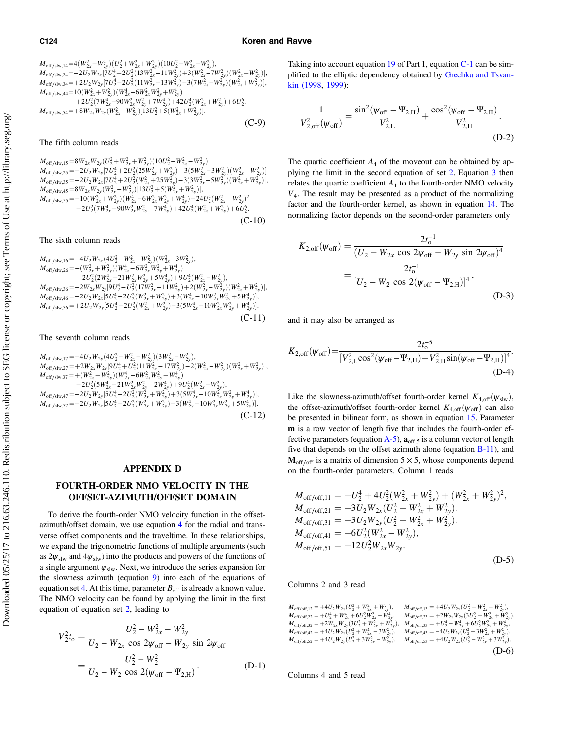$$
\begin{aligned}
M_{\mathrm{off/slw},14} &= 4(W_{2x}^2 - W_{2y}^2)(U_2^2 + W_{2x}^2 + W_{2y}^2)(10U_2^2 - W_{2x}^2 - W_{2y}^2),\\
M_{\mathrm{off/slw},24} &= -2U_2 W_{2x}[7U_2^4 + 2U_2^2(13W_{2x}^2 - 11W_{2y}^2) + 3(W_{2x}^2 - 7W_{2y}^2)(W_{2x}^2 + W_{2y}^2)],\\
M_{\mathrm{off/slw},34} &= +2U_2 W_{2y}[7U_2^4 - 2U_2^2(11W_{2x}^2 - 13W_{2y}^2) - 3(7W_{2x}^2 - W_{2y}^2)(W_{2x}^2 + W_{2y}^2)],\\
M_{\mathrm{off/slw},44} &= 10(W_{2x}^2 + W_{2y}^2)(W_{2x}^4 - 6W_{2x}^2 W_{2y}^2 + W_{2y}^4)\\
&\quad + 2U_2^2(7W_{2x}^4 - 90W_{2x}^2 W_{2y}^2 + 7W_{2y}^4) + 42U_2^4(W_{2x}^2 + W_{2y}^2) + 6U_2^6,\\
M_{\mathrm{off/slw},54} &= +8W_{2x}W_{2y}(W_{2x}^2 - W_{2y}^2)[13U_2^2 + 5(W_{2x}^2 + W_{2y}^2)].
\end{aligned}
\tag{C-9}
$$

The fifth column reads

$$
\begin{aligned}
M_{\mathrm{off/slw},15} &= 8W_{2x}W_{2y}(U_2^2 + W_{2x}^2 + W_{2y}^2)(10U_2^2 - W_{2x}^2 - W_{2y}^2)\\
M_{\mathrm{off/slw},25} &= -2U_2 W_{2y}[7U_2^4 + 2U_2^2(25W_{2x}^2 + W_{2y}^2) + 3(5W_{2x}^2 - 3W_{2y}^2)(W_{2x}^2 + W_{2y}^2)]\\
M_{\mathrm{off/slw},35} &= -2U_2 W_{2x}[7U_2^4 + 2U_2^2(W_{2x}^2 + 25W_{2y}^2) - 3(3W_{2x}^2 - 5W_{2y}^2)(W_{2x}^2 + W_{2y}^2)],\\
M_{\mathrm{off/slw},45} &= 8W_{2x}W_{2y}(W_{2x}^2 - W_{2y}^2)[13U_2^2 + 5(W_{2x}^2 + W_{2y}^2)],\\
M_{\mathrm{off/slw},55} &= -10(W_{2x}^2 + W_{2y}^2)(W_{2x}^4 - 6W_{2x}^2 W_{2y}^2 + W_{2y}^4) - 24U_2^2(W_{2x}^2 + W_{2y}^2)^2\\
&\quad - 2U_2^2(7W_{2x}^4 - 90W_{2x}^2 W_{2y}^2 + 7W_{2y}^4) + 42U_2^4(W_{2x}^2 + W_{2y}^2) + 6U_2^6.
\end{aligned}
\tag{C-10}
$$

The sixth column reads

$$
\begin{aligned}
M_{\mathrm{off/slw},16} &= -4U_2 W_{2x}(4U_2^2 - W_{2x}^2 - W_{2y}^2)(W_{2x}^2 - 3W_{2y}^2),\\
M_{\mathrm{off/slw},26} &= -(W_{2x}^2 + W_{2y}^2)(W_{2x}^4 - 6W_{2x}^2 W_{2y}^2 + W_{2y}^4)\\
&\quad + 2U_2^2(2W_{2x}^4 - 21W_{2x}^2 W_{2y}^2 + 5W_{2y}^4) + 9U_2^4(W_{2x}^2 - W_{2y}^2),\\
M_{\mathrm{off/slw},36} &= -2W_{2x}W_{2y}[9U_2^4 - U_2^2(17W_{2x}^2 - 11W_{2y}^2) + 2(W_{2x}^2 - W_{2y}^2)(W_{2x}^2 + W_{2y}^2)],\\
M_{\mathrm{off/slw},46} &= -2U_2 W_{2x}[5U_2^4 - 2U_2^2(W_{2x}^2 + W_{2y}^2) + 3(W_{2x}^4 - 10W_{2x}^2 W_{2y}^2 + 5W_{2y}^4)],\\
M_{\mathrm{off/slw},56} &= +2U_2 W_{2y}[5U_2^4 - 2U_2^2(W_{2x}^2 + W_{2y}^2) - 3(5W_{2x}^4 - 10W_{2x}^2 W_{2y}^2 + W_{2y}^4)].
\end{aligned}
\tag{C-11}
$$

The seventh column reads

$$
\begin{aligned}
M_{\mathrm{off/slw},17} &= -4U_2 W_{2y}(4U_2^2 - W_{2x}^2 - W_{2y}^2)(3W_{2x}^2 - W_{2y}^2),\\
M_{\mathrm{off/slw},27} &= +2W_{2x}W_{2y}[9U_2^4 + U_2^2(11W_{2x}^2 - 17W_{2y}^2) - 2(W_{2x}^2 - W_{2y}^2)(W_{2x}^2 + W_{2y}^2)],\\
M_{\mathrm{off/slw},37} &= +(W_{2x}^2 + W_{2y}^2)(W_{2x}^4 - 6W_{2x}^2 W_{2y}^2 + W_{2y}^4)\\
&\quad - 2U_2^2(5W_{2x}^4 - 21W_{2x}^2 W_{2y}^2 + 2W_{2y}^4) + 9U_2^4(W_{2x}^2 - W_{2y}^2),\\
M_{\mathrm{off/slw},47} &= -2U_2 W_{2y}[5U_2^4 - 2U_2^2(W_{2x}^2 + W_{2y}^2) + 3(5W_{2x}^4 - 10W_{2x}^2 W_{2y}^2 + W_{2y}^4)],\\
M_{\mathrm{off/slw},57} &= -2U_2 W_{2x}[5U_2^4 - 2U_2^2(W_{2x}^2 + W_{2y}^2) - 3(W_{2x}^4 - 10W_{2x}^2 W_{2y}^2 + 5W_{2y}^4)].
\end{aligned}
\tag{C-12}
$$

## APPENDIX D

## FOURTH-ORDER NMO VELOCITY IN THE OFFSET-AZIMUTH/OFFSET DOMAIN

To derive the fourth-order NMO velocity function in the offset-azimuth/offset domain, we use equation 4 for the radial and transverse offset components and the traveltime. In these relationships, we expand the trigonometric functions of multiple arguments (such as $2\psi_{\mathrm{slw}}$ and $4\psi_{\mathrm{slw}}$) into the products and powers of the functions of a single argument $\psi_{\mathrm{slw}}$. Next, we introduce the series expansion for the slowness azimuth (equation 9) into each of the equations of equation set 4. At this time, parameter $B_{\mathrm{off}}$ is already a known value. The NMO velocity can be found by applying the limit in the first equation of equation set 2, leading to

$$
\begin{aligned}
V_2^2 t_{\mathrm{o}} &= \frac{U_2^2 - W_{2x}^2 - W_{2y}^2}{U_2 - W_{2x}\cos 2\psi_{\mathrm{off}} - W_{2y}\sin 2\psi_{\mathrm{off}}}\\
&= \frac{U_2^2 - W_2^2}{U_2 - W_2\cos 2(\psi_{\mathrm{off}} - \Psi_{2,\mathrm{H}})}.
\end{aligned}
\tag{D-1}
$$

Taking into account equation 19 of Part 1, equation C-1 can be simplified to the elliptic dependency obtained by Grechka and Tsvankin (1998, 1999):

$$
\frac{1}{V_{2,\mathrm{off}}^2(\psi_{\mathrm{off}})} = \frac{\sin^2(\psi_{\mathrm{off}} - \Psi_{2,\mathrm{H}})}{V_{2,\mathrm{L}}^2} + \frac{\cos^2(\psi_{\mathrm{off}} - \Psi_{2,\mathrm{H}})}{V_{2,\mathrm{H}}^2}.
\tag{D-2}
$$

The quartic coefficient $A_4$ of the moveout can be obtained by applying the limit in the second equation of set 2. Equation 3 then relates the quartic coefficient $A_4$ to the fourth-order NMO velocity $V_4$. The result may be presented as a product of the normalizing factor and the fourth-order kernel, as shown in equation 14. The normalizing factor depends on the second-order parameters only

$$
\begin{aligned}
K_{2,\mathrm{off}}(\psi_{\mathrm{off}}) &= \frac{2t_{\mathrm{o}}^{-1}}{(U_2 - W_{2x}\cos 2\psi_{\mathrm{off}} - W_{2y}\sin 2\psi_{\mathrm{off}})^4}\\
&= \frac{2t_{\mathrm{o}}^{-1}}{[U_2 - W_2\cos 2(\psi_{\mathrm{off}} - \Psi_{2,\mathrm{H}})]^4},
\end{aligned}
\tag{D-3}
$$

and it may also be arranged as

$$
K_{2,\mathrm{off}}(\psi_{\mathrm{off}}) = \frac{2t_{\mathrm{o}}^{-5}}{[V_{2,\mathrm{L}}^2\cos^2(\psi_{\mathrm{off}} - \Psi_{2,\mathrm{H}}) + V_{2,\mathrm{H}}^2\sin(\psi_{\mathrm{off}} - \Psi_{2,\mathrm{H}})]^4}.
\tag{D-4}
$$

Like the slowness-azimuth/offset fourth-order kernel $K_{4,\mathrm{off}}(\psi_{\mathrm{slw}})$, the offset-azimuth/offset fourth-order kernel $K_{4,\mathrm{off}}(\psi_{\mathrm{off}})$ can also be presented in bilinear form, as shown in equation 15. Parameter $\mathbf{m}$ is a row vector of length five that includes the fourth-order effective parameters (equation A-5), $\mathbf{a}_{\mathrm{off},5}$ is a column vector of length five that depends on the offset azimuth alone (equation B-11), and $\mathbf{M}_{\mathrm{off/off}}$ is a matrix of dimension $5 \times 5$, whose components depend on the fourth-order parameters. Column 1 reads

$$
\begin{aligned}
M_{\mathrm{off/off},11} &= +U_2^4 + 4U_2^2(W_{2x}^2 + W_{2y}^2) + (W_{2x}^2 + W_{2y}^2)^2,\\
M_{\mathrm{off/off},21} &= +3U_2 W_{2x}(U_2^2 + W_{2x}^2 + W_{2y}^2),\\
M_{\mathrm{off/off},31} &= +3U_2 W_{2y}(U_2^2 + W_{2x}^2 + W_{2y}^2),\\
M_{\mathrm{off/off},41} &= +6U_2^2(W_{2x}^2 - W_{2y}^2),\\
M_{\mathrm{off/off},51} &= +12U_2^2 W_{2x}W_{2y}.
\end{aligned}
\tag{D-5}
$$

Columns 2 and 3 read

$$
\begin{aligned}
M_{\mathrm{off/off},12} &= +4U_2 W_{2x}(U_2^2 + W_{2x}^2 + W_{2y}^2), & M_{\mathrm{off/off},13} &= +4U_2 W_{2y}(U_2^2 + W_{2x}^2 + W_{2y}^2),\\
M_{\mathrm{off/off},22} &= +U_2^4 + W_{2x}^4 + 6U_2^2 W_{2x}^2 - W_{2y}^4, & M_{\mathrm{off/off},23} &= +2W_{2x}W_{2y}(3U_2^2 + W_{2x}^2 + W_{2y}^2),\\
M_{\mathrm{off/off},32} &= +2W_{2x}W_{2y}(3U_2^2 + W_{2x}^2 + W_{2y}^2), & M_{\mathrm{off/off},33} &= +U_2^4 - W_{2x}^4 + 6U_2^2 W_{2y}^2 + W_{2y}^4,\\
M_{\mathrm{off/off},42} &= +4U_2 W_{2x}(U_2^2 + W_{2x}^2 - 3W_{2y}^2), & M_{\mathrm{off/off},43} &= -4U_2 W_{2y}(U_2^2 - 3W_{2x}^2 + W_{2y}^2),\\
M_{\mathrm{off/off},52} &= +4U_2 W_{2y}(U_2^2 + 3W_{2x}^2 - W_{2y}^2), & M_{\mathrm{off/off},53} &= +4U_2 W_{2x}(U_2^2 - W_{2x}^2 + 3W_{2y}^2).
\end{aligned}
\tag{D-6}
$$

Columns 4 and 5 read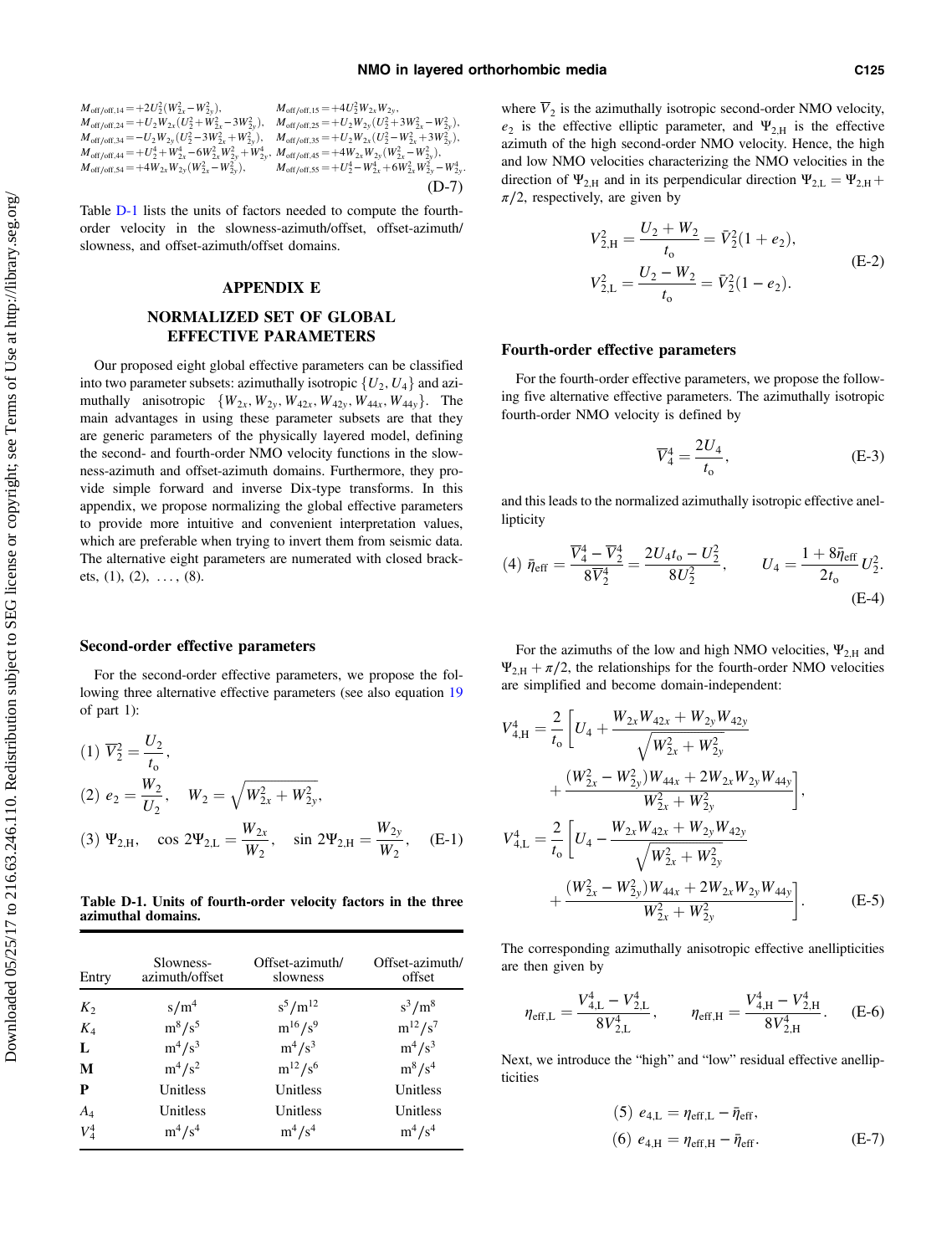$$
\begin{aligned}
&M_{\text{off/off},14} = +2U_2^2(W_{2x}^2 - W_{2y}^2), && M_{\text{off/off},15} = +4U_2^2 W_{2x} W_{2y},\\
&M_{\text{off/off},24} = +U_2 W_{2x}(U_2^2 + W_{2x}^2 - 3W_{2y}^2), && M_{\text{off/off},25} = +U_2 W_{2y}(U_2^2 + 3W_{2x}^2 - W_{2y}^2),\\
&M_{\text{off/off},34} = -U_2 W_{2y}(U_2^2 - 3W_{2x}^2 + W_{2y}^2), && M_{\text{off/off},35} = +U_2 W_{2x}(U_2^2 - W_{2x}^2 + 3W_{2y}^2),\\
&M_{\text{off/off},44} = +U_2^4 + W_{2x}^4 - 6W_{2x}^2 W_{2y}^2 + W_{2y}^4, && M_{\text{off/off},45} = +4W_{2x} W_{2y}(W_{2x}^2 - W_{2y}^2),\\
&M_{\text{off/off},54} = +4W_{2x} W_{2y}(W_{2x}^2 - W_{2y}^2), && M_{\text{off/off},55} = +U_2^4 - W_{2x}^4 + 6W_{2x}^2 W_{2y}^2 - W_{2y}^4.
\end{aligned}
\tag{D-7}
$$

Table D-1 lists the units of factors needed to compute the fourth-order velocity in the slowness-azimuth/offset, offset-azimuth/slowness, and offset-azimuth/offset domains.

## APPENDIX E

## NORMALIZED SET OF GLOBAL EFFECTIVE PARAMETERS

Our proposed eight global effective parameters can be classified into two parameter subsets: azimuthally isotropic $\{U_2, U_4\}$ and azimuthally anisotropic $\{W_{2x}, W_{2y}, W_{42x}, W_{42y}, W_{44x}, W_{44y}\}$. The main advantages in using these parameter subsets are that they are generic parameters of the physically layered model, defining the second- and fourth-order NMO velocity functions in the slowness-azimuth and offset-azimuth domains. Furthermore, they provide simple forward and inverse Dix-type transforms. In this appendix, we propose normalizing the global effective parameters to provide more intuitive and convenient interpretation values, which are preferable when trying to invert them from seismic data. The alternative eight parameters are numerated with closed brackets, (1), (2), …, (8).

### Second-order effective parameters

For the second-order effective parameters, we propose the following three alternative effective parameters (see also equation 19 of part 1):

$$
\begin{aligned}
&(1)\ \overline{V}_2^2 = \frac{U_2}{t_o},\\
&(2)\ e_2 = \frac{W_2}{U_2}, \quad W_2 = \sqrt{W_{2x}^2 + W_{2y}^2},\\
&(3)\ \Psi_{2,\mathrm{H}}, \quad \cos 2\Psi_{2,\mathrm{L}} = \frac{W_{2x}}{W_2}, \quad \sin 2\Psi_{2,\mathrm{H}} = \frac{W_{2y}}{W_2},
\end{aligned}
\tag{E-1}
$$

**Table D-1. Units of fourth-order velocity factors in the three azimuthal domains.**

| Entry | Slowness-azimuth/offset | Offset-azimuth/slowness | Offset-azimuth/offset |
|---|---|---|---|
| $K_2$ | $\mathrm{s/m^4}$ | $\mathrm{s^5/m^{12}}$ | $\mathrm{s^3/m^8}$ |
| $K_4$ | $\mathrm{m^8/s^5}$ | $\mathrm{m^{16}/s^9}$ | $\mathrm{m^{12}/s^7}$ |
| **L** | $\mathrm{m^4/s^3}$ | $\mathrm{m^4/s^3}$ | $\mathrm{m^4/s^3}$ |
| **M** | $\mathrm{m^4/s^2}$ | $\mathrm{m^{12}/s^6}$ | $\mathrm{m^8/s^4}$ |
| **P** | Unitless | Unitless | Unitless |
| $A_4$ | Unitless | Unitless | Unitless |
| $V_4^4$ | $\mathrm{m^4/s^4}$ | $\mathrm{m^4/s^4}$ | $\mathrm{m^4/s^4}$ |

where $\overline{V}_2$ is the azimuthally isotropic second-order NMO velocity, $e_2$ is the effective elliptic parameter, and $\Psi_{2,\mathrm{H}}$ is the effective azimuth of the high second-order NMO velocity. Hence, the high and low NMO velocities characterizing the NMO velocities in the direction of $\Psi_{2,\mathrm{H}}$ and in its perpendicular direction $\Psi_{2,\mathrm{L}} = \Psi_{2,\mathrm{H}} + \pi/2$, respectively, are given by

$$
\begin{aligned}
V_{2,\mathrm{H}}^2 &= \frac{U_2 + W_2}{t_o} = \bar{V}_2^2(1 + e_2),\\
V_{2,\mathrm{L}}^2 &= \frac{U_2 - W_2}{t_o} = \bar{V}_2^2(1 - e_2).
\end{aligned}
\tag{E-2}
$$

### Fourth-order effective parameters

For the fourth-order effective parameters, we propose the following five alternative effective parameters. The azimuthally isotropic fourth-order NMO velocity is defined by

$$
\overline{V}_4^4 = \frac{2U_4}{t_o},
\tag{E-3}
$$

and this leads to the normalized azimuthally isotropic effective anellipticity

$$
(4)\ \bar{\eta}_{\text{eff}} = \frac{\overline{V}_4^4 - \overline{V}_2^4}{8\overline{V}_2^4} = \frac{2U_4 t_o - U_2^2}{8U_2^2}, \qquad U_4 = \frac{1 + 8\bar{\eta}_{\text{eff}}}{2t_o} U_2^2.
\tag{E-4}
$$

For the azimuths of the low and high NMO velocities, $\Psi_{2,\mathrm{H}}$ and $\Psi_{2,\mathrm{H}} + \pi/2$, the relationships for the fourth-order NMO velocities are simplified and become domain-independent:

$$
\begin{aligned}
V_{4,\mathrm{H}}^4 &= \frac{2}{t_o}\left[U_4 + \frac{W_{2x}W_{42x} + W_{2y}W_{42y}}{\sqrt{W_{2x}^2 + W_{2y}^2}} + \frac{(W_{2x}^2 - W_{2y}^2)W_{44x} + 2W_{2x}W_{2y}W_{44y}}{W_{2x}^2 + W_{2y}^2}\right],\\
V_{4,\mathrm{L}}^4 &= \frac{2}{t_o}\left[U_4 - \frac{W_{2x}W_{42x} + W_{2y}W_{42y}}{\sqrt{W_{2x}^2 + W_{2y}^2}} + \frac{(W_{2x}^2 - W_{2y}^2)W_{44x} + 2W_{2x}W_{2y}W_{44y}}{W_{2x}^2 + W_{2y}^2}\right].
\end{aligned}
\tag{E-5}
$$

The corresponding azimuthally anisotropic effective anellipticities are then given by

$$
\eta_{\text{eff,L}} = \frac{V_{4,\mathrm{L}}^4 - V_{2,\mathrm{L}}^4}{8V_{2,\mathrm{L}}^4}, \qquad \eta_{\text{eff,H}} = \frac{V_{4,\mathrm{H}}^4 - V_{2,\mathrm{H}}^4}{8V_{2,\mathrm{H}}^4}.
\tag{E-6}
$$

Next, we introduce the "high" and "low" residual effective anellipticities

$$
\begin{aligned}
&(5)\ e_{4,\mathrm{L}} = \eta_{\text{eff,L}} - \bar{\eta}_{\text{eff}},\\
&(6)\ e_{4,\mathrm{H}} = \eta_{\text{eff,H}} - \bar{\eta}_{\text{eff}}.
\end{aligned}
\tag{E-7}
$$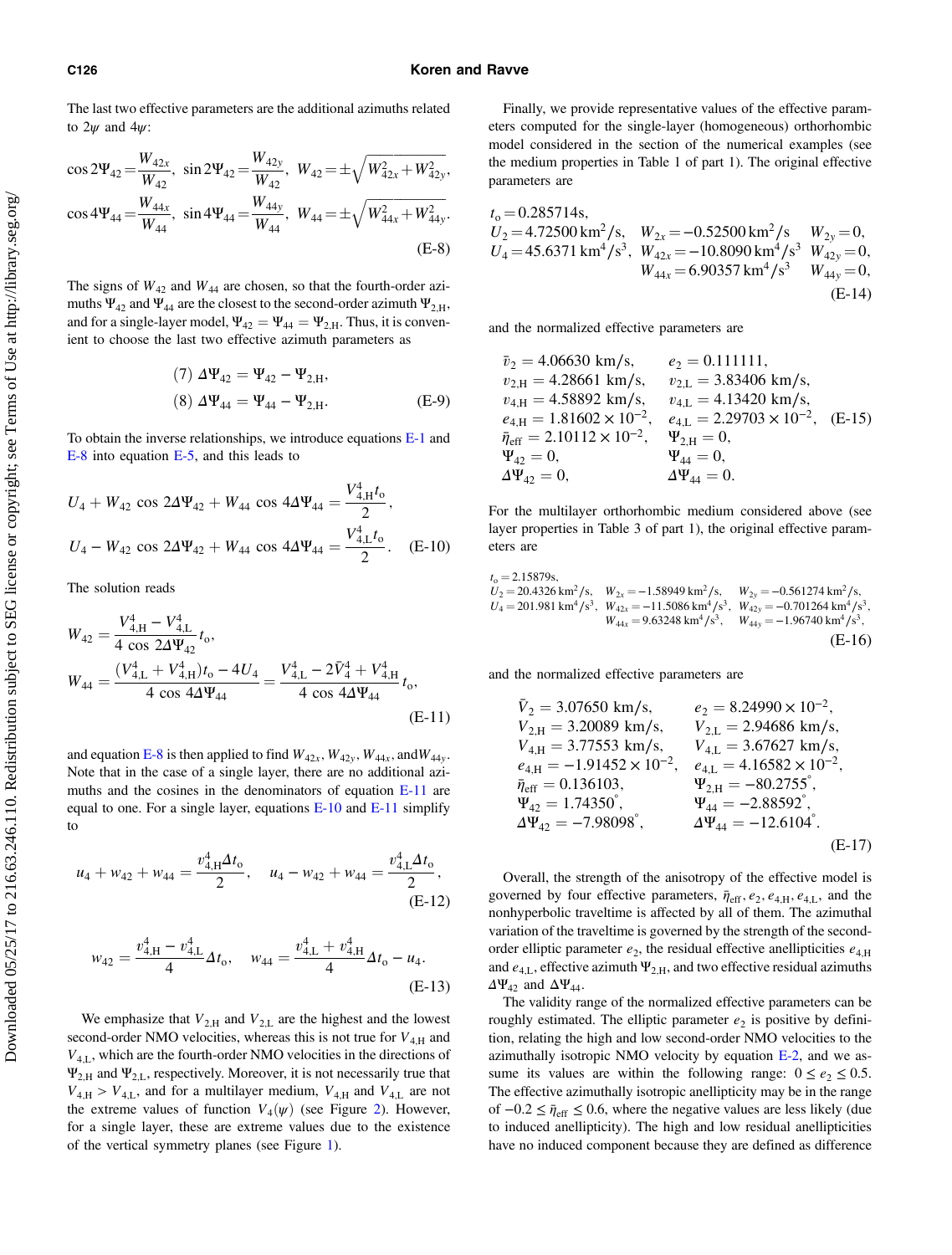The last two effective parameters are the additional azimuths related to $2\psi$ and $4\psi$:

$$
\cos 2\Psi_{42}=\frac{W_{42x}}{W_{42}},\ \sin 2\Psi_{42}=\frac{W_{42y}}{W_{42}},\ W_{42}=\pm\sqrt{W_{42x}^2+W_{42y}^2},
$$
$$
\cos 4\Psi_{44}=\frac{W_{44x}}{W_{44}},\ \sin 4\Psi_{44}=\frac{W_{44y}}{W_{44}},\ W_{44}=\pm\sqrt{W_{44x}^2+W_{44y}^2}. \tag{E-8}
$$

The signs of $W_{42}$ and $W_{44}$ are chosen, so that the fourth-order azimuths $\Psi_{42}$ and $\Psi_{44}$ are the closest to the second-order azimuth $\Psi_{2,\mathrm{H}}$, and for a single-layer model, $\Psi_{42}=\Psi_{44}=\Psi_{2,\mathrm{H}}$. Thus, it is convenient to choose the last two effective azimuth parameters as

$$
(7)\ \Delta\Psi_{42}=\Psi_{42}-\Psi_{2,\mathrm{H}},
$$
$$
(8)\ \Delta\Psi_{44}=\Psi_{44}-\Psi_{2,\mathrm{H}}. \tag{E-9}
$$

To obtain the inverse relationships, we introduce equations E-1 and E-8 into equation E-5, and this leads to

$$
U_4+W_{42}\cos 2\Delta\Psi_{42}+W_{44}\cos 4\Delta\Psi_{44}=\frac{V_{4,\mathrm{H}}^4 t_\mathrm{o}}{2},
$$
$$
U_4-W_{42}\cos 2\Delta\Psi_{42}+W_{44}\cos 4\Delta\Psi_{44}=\frac{V_{4,\mathrm{L}}^4 t_\mathrm{o}}{2}. \tag{E-10}
$$

The solution reads

$$
W_{42}=\frac{V_{4,\mathrm{H}}^4-V_{4,\mathrm{L}}^4}{4\cos 2\Delta\Psi_{42}}t_\mathrm{o},
$$
$$
W_{44}=\frac{(V_{4,\mathrm{L}}^4+V_{4,\mathrm{H}}^4)t_\mathrm{o}-4U_4}{4\cos 4\Delta\Psi_{44}}=\frac{V_{4,\mathrm{L}}^4-2\bar{V}_4^4+V_{4,\mathrm{H}}^4}{4\cos 4\Delta\Psi_{44}}t_\mathrm{o}, \tag{E-11}
$$

and equation E-8 is then applied to find $W_{42x}, W_{42y}, W_{44x}$, and $W_{44y}$. Note that in the case of a single layer, there are no additional azimuths and the cosines in the denominators of equation E-11 are equal to one. For a single layer, equations E-10 and E-11 simplify to

$$
u_4+w_{42}+w_{44}=\frac{v_{4,\mathrm{H}}^4\Delta t_\mathrm{o}}{2},\quad u_4-w_{42}+w_{44}=\frac{v_{4,\mathrm{L}}^4\Delta t_\mathrm{o}}{2}, \tag{E-12}
$$

$$
w_{42}=\frac{v_{4,\mathrm{H}}^4-v_{4,\mathrm{L}}^4}{4}\Delta t_\mathrm{o},\quad w_{44}=\frac{v_{4,\mathrm{L}}^4+v_{4,\mathrm{H}}^4}{4}\Delta t_\mathrm{o}-u_4. \tag{E-13}
$$

We emphasize that $V_{2,\mathrm{H}}$ and $V_{2,\mathrm{L}}$ are the highest and the lowest second-order NMO velocities, whereas this is not true for $V_{4,\mathrm{H}}$ and $V_{4,\mathrm{L}}$, which are the fourth-order NMO velocities in the directions of $\Psi_{2,\mathrm{H}}$ and $\Psi_{2,\mathrm{L}}$, respectively. Moreover, it is not necessarily true that $V_{4,\mathrm{H}}>V_{4,\mathrm{L}}$, and for a multilayer medium, $V_{4,\mathrm{H}}$ and $V_{4,\mathrm{L}}$ are not the extreme values of function $V_4(\psi)$ (see Figure 2). However, for a single layer, these are extreme values due to the existence of the vertical symmetry planes (see Figure 1).

Finally, we provide representative values of the effective parameters computed for the single-layer (homogeneous) orthorhombic model considered in the section of the numerical examples (see the medium properties in Table 1 of part 1). The original effective parameters are

$$
\begin{aligned}
&t_\mathrm{o}=0.285714\,\mathrm{s},\\
&U_2=4.72500\,\mathrm{km^2/s},\quad W_{2x}=-0.52500\,\mathrm{km^2/s}\quad W_{2y}=0,\\
&U_4=45.6371\,\mathrm{km^4/s^3},\quad W_{42x}=-10.8090\,\mathrm{km^4/s^3}\quad W_{42y}=0,\\
&\qquad\qquad W_{44x}=6.90357\,\mathrm{km^4/s^3}\quad W_{44y}=0,
\end{aligned} \tag{E-14}
$$

and the normalized effective parameters are

$$
\begin{aligned}
&\bar{v}_2=4.06630\ \mathrm{km/s}, && e_2=0.111111,\\
&v_{2,\mathrm{H}}=4.28661\ \mathrm{km/s}, && v_{2,\mathrm{L}}=3.83406\ \mathrm{km/s},\\
&v_{4,\mathrm{H}}=4.58892\ \mathrm{km/s}, && v_{4,\mathrm{L}}=4.13420\ \mathrm{km/s},\\
&e_{4,\mathrm{H}}=1.81602\times10^{-2}, && e_{4,\mathrm{L}}=2.29703\times10^{-2},\\
&\bar{\eta}_\mathrm{eff}=2.10112\times10^{-2}, && \Psi_{2,\mathrm{H}}=0,\\
&\Psi_{42}=0, && \Psi_{44}=0,\\
&\Delta\Psi_{42}=0, && \Delta\Psi_{44}=0.
\end{aligned} \tag{E-15}
$$

For the multilayer orthorhombic medium considered above (see layer properties in Table 3 of part 1), the original effective parameters are

$$
\begin{aligned}
&t_\mathrm{o}=2.15879\,\mathrm{s},\\
&U_2=20.4326\,\mathrm{km^2/s},\quad W_{2x}=-1.58949\,\mathrm{km^2/s},\quad W_{2y}=-0.561274\,\mathrm{km^2/s},\\
&U_4=201.981\,\mathrm{km^4/s^3},\quad W_{42x}=-11.5086\,\mathrm{km^4/s^3},\quad W_{42y}=-0.701264\,\mathrm{km^4/s^3},\\
&\qquad\qquad W_{44x}=9.63248\,\mathrm{km^4/s^3},\quad W_{44y}=-1.96740\,\mathrm{km^4/s^3},
\end{aligned} \tag{E-16}
$$

and the normalized effective parameters are

$$
\begin{aligned}
&\bar{V}_2=3.07650\ \mathrm{km/s}, && e_2=8.24990\times10^{-2},\\
&V_{2,\mathrm{H}}=3.20089\ \mathrm{km/s}, && V_{2,\mathrm{L}}=2.94686\ \mathrm{km/s},\\
&V_{4,\mathrm{H}}=3.77553\ \mathrm{km/s}, && V_{4,\mathrm{L}}=3.67627\ \mathrm{km/s},\\
&e_{4,\mathrm{H}}=-1.91452\times10^{-2}, && e_{4,\mathrm{L}}=4.16582\times10^{-2},\\
&\bar{\eta}_\mathrm{eff}=0.136103, && \Psi_{2,\mathrm{H}}=-80.2755^\circ,\\
&\Psi_{42}=1.74350^\circ, && \Psi_{44}=-2.88592^\circ,\\
&\Delta\Psi_{42}=-7.98098^\circ, && \Delta\Psi_{44}=-12.6104^\circ.
\end{aligned} \tag{E-17}
$$

Overall, the strength of the anisotropy of the effective model is governed by four effective parameters, $\bar{\eta}_\mathrm{eff}, e_2, e_{4,\mathrm{H}}, e_{4,\mathrm{L}}$, and the nonhyperbolic traveltime is affected by all of them. The azimuthal variation of the traveltime is governed by the strength of the second-order elliptic parameter $e_2$, the residual effective anellipticities $e_{4,\mathrm{H}}$ and $e_{4,\mathrm{L}}$, effective azimuth $\Psi_{2,\mathrm{H}}$, and two effective residual azimuths $\Delta\Psi_{42}$ and $\Delta\Psi_{44}$.

The validity range of the normalized effective parameters can be roughly estimated. The elliptic parameter $e_2$ is positive by definition, relating the high and low second-order NMO velocities to the azimuthally isotropic NMO velocity by equation E-2, and we assume its values are within the following range: $0\le e_2\le 0.5$. The effective azimuthally isotropic anellipticity may be in the range of $-0.2\le\bar{\eta}_\mathrm{eff}\le 0.6$, where the negative values are less likely (due to induced anellipticity). The high and low residual anellipticities have no induced component because they are defined as difference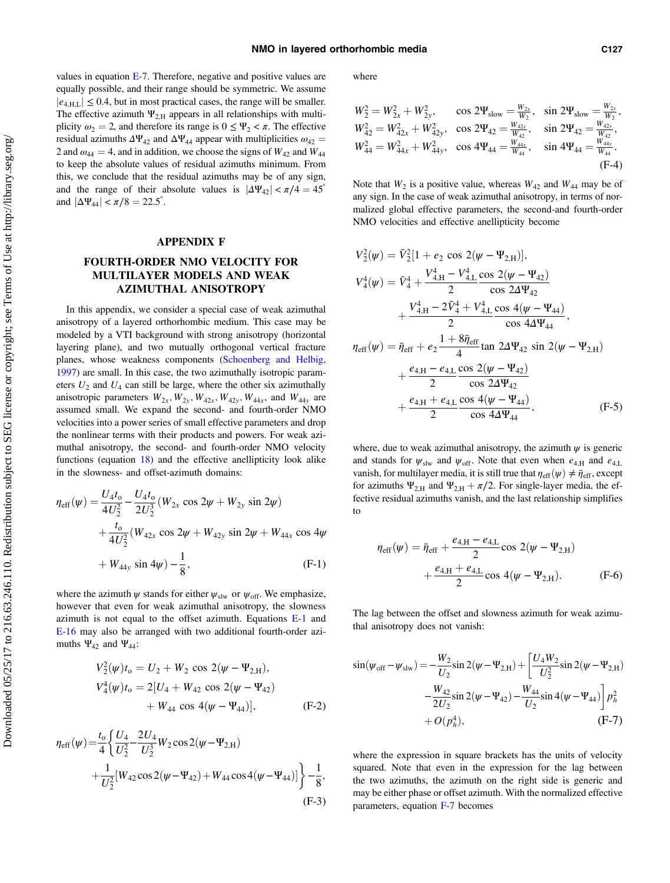values in equation E-7. Therefore, negative and positive values are equally possible, and their range should be symmetric. We assume $|e_{4,\mathrm{H,L}}| \le 0.4$, but in most practical cases, the range will be smaller. The effective azimuth $\Psi_{2,\mathrm{H}}$ appears in all relationships with multiplicity $\omega_2 = 2$, and therefore its range is $0 \le \Psi_2 < \pi$. The effective residual azimuths $\Delta\Psi_{42}$ and $\Delta\Psi_{44}$ appear with multiplicities $\omega_{42} = 2$ and $\omega_{44} = 4$, and in addition, we choose the signs of $W_{42}$ and $W_{44}$ to keep the absolute values of residual azimuths minimum. From this, we conclude that the residual azimuths may be of any sign, and the range of their absolute values is $|\Delta\Psi_{42}| < \pi/4 = 45^\circ$ and $|\Delta\Psi_{44}| < \pi/8 = 22.5^\circ$.

## APPENDIX F

## FOURTH-ORDER NMO VELOCITY FOR MULTILAYER MODELS AND WEAK AZIMUTHAL ANISOTROPY

In this appendix, we consider a special case of weak azimuthal anisotropy of a layered orthorhombic medium. This case may be modeled by a VTI background with strong anisotropy (horizontal layering plane), and two mutually orthogonal vertical fracture planes, whose weakness components (Schoenberg and Helbig, 1997) are small. In this case, the two azimuthally isotropic parameters $U_2$ and $U_4$ can still be large, where the other six azimuthally anisotropic parameters $W_{2x}, W_{2y}, W_{42x}, W_{42y}, W_{44x}$, and $W_{44y}$ are assumed small. We expand the second- and fourth-order NMO velocities into a power series of small effective parameters and drop the nonlinear terms with their products and powers. For weak azimuthal anisotropy, the second- and fourth-order NMO velocity functions (equation 18) and the effective anellipticity look alike in the slowness- and offset-azimuth domains:

$$\eta_{\mathrm{eff}}(\psi) = \frac{U_4 t_o}{4U_2^2} - \frac{U_4 t_o}{2U_2^3}(W_{2x}\cos 2\psi + W_{2y}\sin 2\psi) + \frac{t_o}{4U_2^2}(W_{42x}\cos 2\psi + W_{42y}\sin 2\psi + W_{44x}\cos 4\psi + W_{44y}\sin 4\psi) - \frac{1}{8}, \tag{F-1}$$

where the azimuth $\psi$ stands for either $\psi_{\mathrm{slw}}$ or $\psi_{\mathrm{off}}$. We emphasize, however that even for weak azimuthal anisotropy, the slowness azimuth is not equal to the offset azimuth. Equations E-1 and E-16 may also be arranged with two additional fourth-order azimuths $\Psi_{42}$ and $\Psi_{44}$:

$$\begin{aligned} V_2^2(\psi)t_o &= U_2 + W_2\cos 2(\psi - \Psi_{2,\mathrm{H}}), \\ V_4^4(\psi)t_o &= 2[U_4 + W_{42}\cos 2(\psi - \Psi_{42}) + W_{44}\cos 4(\psi - \Psi_{44})], \end{aligned} \tag{F-2}$$

$$\eta_{\mathrm{eff}}(\psi) = \frac{t_o}{4}\left\{\frac{U_4}{U_2^2} - \frac{2U_4}{U_2^3}W_2\cos 2(\psi - \Psi_{2,\mathrm{H}}) + \frac{1}{U_2^2}[W_{42}\cos 2(\psi - \Psi_{42}) + W_{44}\cos 4(\psi - \Psi_{44})]\right\} - \frac{1}{8}, \tag{F-3}$$

where

$$\begin{aligned} W_2^2 &= W_{2x}^2 + W_{2y}^2, & \cos 2\Psi_{\mathrm{slow}} &= \tfrac{W_{2x}}{W_2}, & \sin 2\Psi_{\mathrm{slow}} &= \tfrac{W_{2y}}{W_2}, \\ W_{42}^2 &= W_{42x}^2 + W_{42y}^2, & \cos 2\Psi_{42} &= \tfrac{W_{42x}}{W_{42}}, & \sin 2\Psi_{42} &= \tfrac{W_{42y}}{W_{42}}, \\ W_{44}^2 &= W_{44x}^2 + W_{44y}^2, & \cos 4\Psi_{44} &= \tfrac{W_{44x}}{W_{44}}, & \sin 4\Psi_{44} &= \tfrac{W_{44y}}{W_{44}}. \end{aligned} \tag{F-4}$$

Note that $W_2$ is a positive value, whereas $W_{42}$ and $W_{44}$ may be of any sign. In the case of weak azimuthal anisotropy, in terms of normalized global effective parameters, the second-and fourth-order NMO velocities and effective anellipticity become

$$\begin{aligned} V_2^2(\psi) &= \bar{V}_2^2[1 + e_2\cos 2(\psi - \Psi_{2,\mathrm{H}})], \\ V_4^4(\psi) &= \bar{V}_4^4 + \frac{V_{4,\mathrm{H}}^4 - V_{4,\mathrm{L}}^4}{2}\frac{\cos 2(\psi - \Psi_{42})}{\cos 2\Delta\Psi_{42}} + \frac{V_{4,\mathrm{H}}^4 - 2\bar{V}_4^4 + V_{4,\mathrm{L}}^4}{2}\frac{\cos 4(\psi - \Psi_{44})}{\cos 4\Delta\Psi_{44}}, \\ \eta_{\mathrm{eff}}(\psi) &= \bar{\eta}_{\mathrm{eff}} + e_2\frac{1 + 8\bar{\eta}_{\mathrm{eff}}}{4}\tan 2\Delta\Psi_{42}\sin 2(\psi - \Psi_{2,\mathrm{H}}) + \frac{e_{4,\mathrm{H}} - e_{4,\mathrm{L}}}{2}\frac{\cos 2(\psi - \Psi_{42})}{\cos 2\Delta\Psi_{42}} + \frac{e_{4,\mathrm{H}} + e_{4,\mathrm{L}}}{2}\frac{\cos 4(\psi - \Psi_{44})}{\cos 4\Delta\Psi_{44}}, \end{aligned} \tag{F-5}$$

where, due to weak azimuthal anisotropy, the azimuth $\psi$ is generic and stands for $\psi_{\mathrm{slw}}$ and $\psi_{\mathrm{off}}$. Note that even when $e_{4,\mathrm{H}}$ and $e_{4,\mathrm{L}}$ vanish, for multilayer media, it is still true that $\eta_{\mathrm{eff}}(\psi) \ne \bar{\eta}_{\mathrm{eff}}$, except for azimuths $\Psi_{2,\mathrm{H}}$ and $\Psi_{2,\mathrm{H}} + \pi/2$. For single-layer media, the effective residual azimuths vanish, and the last relationship simplifies to

$$\eta_{\mathrm{eff}}(\psi) = \bar{\eta}_{\mathrm{eff}} + \frac{e_{4,\mathrm{H}} - e_{4,\mathrm{L}}}{2}\cos 2(\psi - \Psi_{2,\mathrm{H}}) + \frac{e_{4,\mathrm{H}} + e_{4,\mathrm{L}}}{2}\cos 4(\psi - \Psi_{2,\mathrm{H}}). \tag{F-6}$$

The lag between the offset and slowness azimuth for weak azimuthal anisotropy does not vanish:

$$\sin(\psi_{\mathrm{off}} - \psi_{\mathrm{slw}}) = -\frac{W_2}{U_2}\sin 2(\psi - \Psi_{2,\mathrm{H}}) + \left[\frac{U_4 W_2}{U_2^2}\sin 2(\psi - \Psi_{2,\mathrm{H}}) - \frac{W_{42}}{2U_2}\sin 2(\psi - \Psi_{42}) - \frac{W_{44}}{U_2}\sin 4(\psi - \Psi_{44})\right]p_h^2 + O(p_h^4), \tag{F-7}$$

where the expression in square brackets has the units of velocity squared. Note that even in the expression for the lag between the two azimuths, the azimuth on the right side is generic and may be either phase or offset azimuth. With the normalized effective parameters, equation F-7 becomes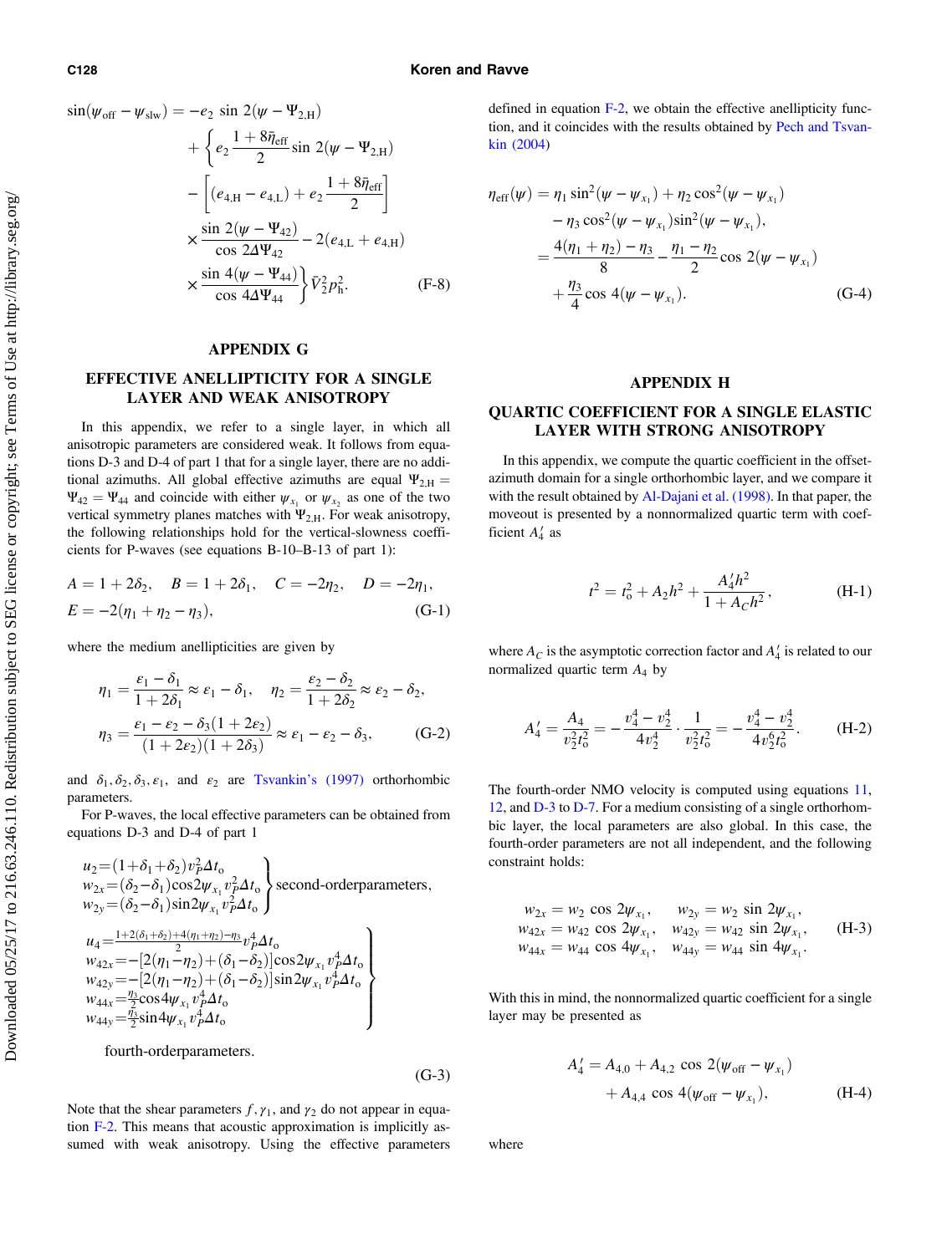$$
\begin{aligned}
\sin(\psi_{\rm off} - \psi_{\rm slw}) = & -e_2 \sin 2(\psi - \Psi_{2,\rm H}) \\
& + \Bigg\{ e_2 \frac{1+8\bar{\eta}_{\rm eff}}{2} \sin 2(\psi - \Psi_{2,\rm H}) \\
& - \left[ (e_{4,\rm H} - e_{4,\rm L}) + e_2 \frac{1+8\bar{\eta}_{\rm eff}}{2} \right] \\
& \times \frac{\sin 2(\psi - \Psi_{42})}{\cos 2\Delta\Psi_{42}} - 2(e_{4,\rm L} + e_{4,\rm H}) \\
& \times \frac{\sin 4(\psi - \Psi_{44})}{\cos 4\Delta\Psi_{44}} \Bigg\} \bar{V}_2^2 p_{\rm h}^2.
\end{aligned} \tag{F-8}
$$

## APPENDIX G

## EFFECTIVE ANELLIPTICITY FOR A SINGLE LAYER AND WEAK ANISOTROPY

In this appendix, we refer to a single layer, in which all anisotropic parameters are considered weak. It follows from equations D-3 and D-4 of part 1 that for a single layer, there are no additional azimuths. All global effective azimuths are equal $\Psi_{2,\rm H} = \Psi_{42} = \Psi_{44}$ and coincide with either $\psi_{x_1}$ or $\psi_{x_2}$ as one of the two vertical symmetry planes matches with $\Psi_{2,\rm H}$. For weak anisotropy, the following relationships hold for the vertical-slowness coefficients for P-waves (see equations B-10–B-13 of part 1):

$$
A = 1 + 2\delta_2, \quad B = 1 + 2\delta_1, \quad C = -2\eta_2, \quad D = -2\eta_1, \quad E = -2(\eta_1 + \eta_2 - \eta_3), \tag{G-1}
$$

where the medium anellipticities are given by

$$
\begin{aligned}
&\eta_1 = \frac{\varepsilon_1 - \delta_1}{1+2\delta_1} \approx \varepsilon_1 - \delta_1, \quad \eta_2 = \frac{\varepsilon_2 - \delta_2}{1+2\delta_2} \approx \varepsilon_2 - \delta_2, \\
&\eta_3 = \frac{\varepsilon_1 - \varepsilon_2 - \delta_3(1+2\varepsilon_2)}{(1+2\varepsilon_2)(1+2\delta_3)} \approx \varepsilon_1 - \varepsilon_2 - \delta_3,
\end{aligned} \tag{G-2}
$$

and $\delta_1, \delta_2, \delta_3, \varepsilon_1$, and $\varepsilon_2$ are Tsvankin's (1997) orthorhombic parameters.

For P-waves, the local effective parameters can be obtained from equations D-3 and D-4 of part 1

$$
\left.
\begin{aligned}
u_2 &= (1+\delta_1+\delta_2) v_P^2 \Delta t_{\rm o} \\
w_{2x} &= (\delta_2 - \delta_1) \cos 2\psi_{x_1} v_P^2 \Delta t_{\rm o} \\
w_{2y} &= (\delta_2 - \delta_1) \sin 2\psi_{x_1} v_P^2 \Delta t_{\rm o}
\end{aligned}
\right\} \text{second-order parameters},
$$

$$
\left.
\begin{aligned}
u_4 &= \frac{1+2(\delta_1+\delta_2)+4(\eta_1+\eta_2)-\eta_3}{2} v_P^4 \Delta t_{\rm o} \\
w_{42x} &= -[2(\eta_1-\eta_2)+(\delta_1-\delta_2)] \cos 2\psi_{x_1} v_P^4 \Delta t_{\rm o} \\
w_{42y} &= -[2(\eta_1-\eta_2)+(\delta_1-\delta_2)] \sin 2\psi_{x_1} v_P^4 \Delta t_{\rm o} \\
w_{44x} &= \frac{\eta_3}{2} \cos 4\psi_{x_1} v_P^4 \Delta t_{\rm o} \\
w_{44y} &= \frac{\eta_3}{2} \sin 4\psi_{x_1} v_P^4 \Delta t_{\rm o}
\end{aligned}
\right\} \text{fourth-order parameters}. \tag{G-3}
$$

Note that the shear parameters $f, \gamma_1$, and $\gamma_2$ do not appear in equation F-2. This means that acoustic approximation is implicitly assumed with weak anisotropy. Using the effective parameters defined in equation F-2, we obtain the effective anellipticity function, and it coincides with the results obtained by Pech and Tsvankin (2004)

$$
\begin{aligned}
\eta_{\rm eff}(\psi) &= \eta_1 \sin^2(\psi - \psi_{x_1}) + \eta_2 \cos^2(\psi - \psi_{x_1}) \\
&\quad - \eta_3 \cos^2(\psi - \psi_{x_1}) \sin^2(\psi - \psi_{x_1}), \\
&= \frac{4(\eta_1+\eta_2)-\eta_3}{8} - \frac{\eta_1-\eta_2}{2} \cos 2(\psi - \psi_{x_1}) \\
&\quad + \frac{\eta_3}{4} \cos 4(\psi - \psi_{x_1}).
\end{aligned} \tag{G-4}
$$

## APPENDIX H

## QUARTIC COEFFICIENT FOR A SINGLE ELASTIC LAYER WITH STRONG ANISOTROPY

In this appendix, we compute the quartic coefficient in the offset-azimuth domain for a single orthorhombic layer, and we compare it with the result obtained by Al-Dajani et al. (1998). In that paper, the moveout is presented by a nonnormalized quartic term with coefficient $A_4'$ as

$$
t^2 = t_{\rm o}^2 + A_2 h^2 + \frac{A_4' h^2}{1 + A_C h^2}, \tag{H-1}
$$

where $A_C$ is the asymptotic correction factor and $A_4'$ is related to our normalized quartic term $A_4$ by

$$
A_4' = \frac{A_4}{v_2^2 t_{\rm o}^2} = -\frac{v_4^4 - v_2^4}{4 v_2^4} \cdot \frac{1}{v_2^2 t_{\rm o}^2} = -\frac{v_4^4 - v_2^4}{4 v_2^6 t_{\rm o}^2}. \tag{H-2}
$$

The fourth-order NMO velocity is computed using equations 11, 12, and D-3 to D-7. For a medium consisting of a single orthorhombic layer, the local parameters are also global. In this case, the fourth-order parameters are not all independent, and the following constraint holds:

$$
\begin{aligned}
w_{2x} &= w_2 \cos 2\psi_{x_1}, \quad & w_{2y} &= w_2 \sin 2\psi_{x_1}, \\
w_{42x} &= w_{42} \cos 2\psi_{x_1}, \quad & w_{42y} &= w_{42} \sin 2\psi_{x_1}, \\
w_{44x} &= w_{44} \cos 4\psi_{x_1}, \quad & w_{44y} &= w_{44} \sin 4\psi_{x_1}.
\end{aligned} \tag{H-3}
$$

With this in mind, the nonnormalized quartic coefficient for a single layer may be presented as

$$
A_4' = A_{4,0} + A_{4,2} \cos 2(\psi_{\rm off} - \psi_{x_1}) + A_{4,4} \cos 4(\psi_{\rm off} - \psi_{x_1}), \tag{H-4}
$$

where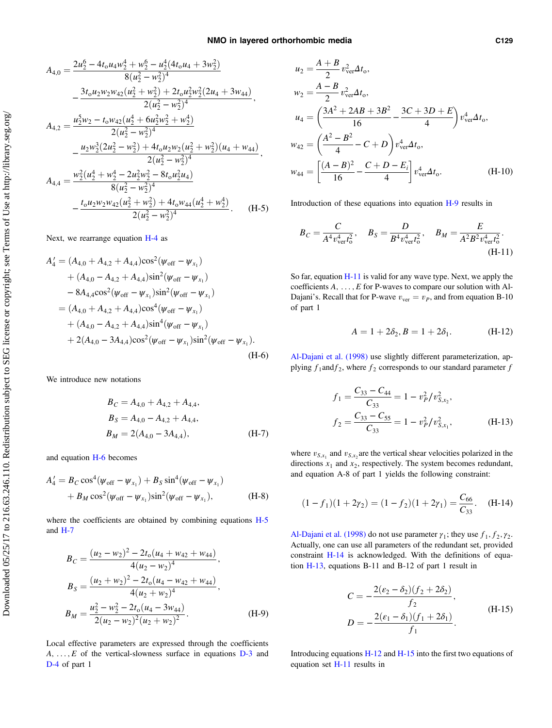$$A_{4,0} = \frac{2u_2^6 - 4t_o u_4 w_2^4 + w_2^6 - u_2^4(4t_o u_4 + 3w_2^2)}{8(u_2^2 - w_2^2)^4} - \frac{3t_o u_2 w_2 w_{42}(u_2^2 + w_2^2) + 2t_o u_2^2 w_2^2(2u_4 + 3w_{44})}{2(u_2^2 - w_2^2)^4},$$

$$A_{4,2} = \frac{u_2^5 w_2 - t_o w_{42}(u_2^4 + 6u_2^2 w_2^2 + w_2^4)}{2(u_2^2 - w_2^2)^4} - \frac{u_2 w_2^3(2u_2^2 - w_2^2) + 4t_o u_2 w_2(u_2^2 + w_2^2)(u_4 + w_{44})}{2(u_2^2 - w_2^2)^4},$$

$$A_{4,4} = \frac{w_2^2(u_2^4 + w_2^4 - 2u_2^2 w_2^2 - 8t_o u_2^2 u_4)}{8(u_2^2 - w_2^2)^4} - \frac{t_o u_2 w_2 w_{42}(u_2^2 + w_2^2) + 4t_o w_{44}(u_2^4 + w_2^4)}{2(u_2^2 - w_2^2)^4}. \quad \text{(H-5)}$$

Next, we rearrange equation H-4 as

$$\begin{aligned} A_4' &= (A_{4,0} + A_{4,2} + A_{4,4})\cos^2(\psi_{\text{off}} - \psi_{x_1}) \\ &\quad + (A_{4,0} - A_{4,2} + A_{4,4})\sin^2(\psi_{\text{off}} - \psi_{x_1}) \\ &\quad - 8A_{4,4}\cos^2(\psi_{\text{off}} - \psi_{x_1})\sin^2(\psi_{\text{off}} - \psi_{x_1}) \\ &= (A_{4,0} + A_{4,2} + A_{4,4})\cos^4(\psi_{\text{off}} - \psi_{x_1}) \\ &\quad + (A_{4,0} - A_{4,2} + A_{4,4})\sin^4(\psi_{\text{off}} - \psi_{x_1}) \\ &\quad + 2(A_{4,0} - 3A_{4,4})\cos^2(\psi_{\text{off}} - \psi_{x_1})\sin^2(\psi_{\text{off}} - \psi_{x_1}). \end{aligned} \quad \text{(H-6)}$$

We introduce new notations

$$\begin{aligned} B_C &= A_{4,0} + A_{4,2} + A_{4,4}, \\ B_S &= A_{4,0} - A_{4,2} + A_{4,4}, \\ B_M &= 2(A_{4,0} - 3A_{4,4}), \end{aligned} \quad \text{(H-7)}$$

and equation H-6 becomes

$$A_4' = B_C\cos^4(\psi_{\text{off}} - \psi_{x_1}) + B_S\sin^4(\psi_{\text{off}} - \psi_{x_1}) + B_M\cos^2(\psi_{\text{off}} - \psi_{x_1})\sin^2(\psi_{\text{off}} - \psi_{x_1}), \quad \text{(H-8)}$$

where the coefficients are obtained by combining equations H-5 and H-7

$$\begin{aligned} B_C &= \frac{(u_2 - w_2)^2 - 2t_o(u_4 + w_{42} + w_{44})}{4(u_2 - w_2)^4}, \\ B_S &= \frac{(u_2 + w_2)^2 - 2t_o(u_4 - w_{42} + w_{44})}{4(u_2 + w_2)^4}, \\ B_M &= \frac{u_2^2 - w_2^2 - 2t_o(u_4 - 3w_{44})}{2(u_2 - w_2)^2(u_2 + w_2)^2}. \end{aligned} \quad \text{(H-9)}$$

Local effective parameters are expressed through the coefficients $A, \ldots, E$ of the vertical-slowness surface in equations D-3 and D-4 of part 1

$$\begin{aligned} u_2 &= \frac{A + B}{2}\, v_{\text{ver}}^2 \Delta t_o, \\ w_2 &= \frac{A - B}{2}\, v_{\text{ver}}^2 \Delta t_o, \\ u_4 &= \left(\frac{3A^2 + 2AB + 3B^2}{16} - \frac{3C + 3D + E}{4}\right) v_{\text{ver}}^4 \Delta t_o, \\ w_{42} &= \left(\frac{A^2 - B^2}{4} - C + D\right) v_{\text{ver}}^4 \Delta t_o, \\ w_{44} &= \left[\frac{(A - B)^2}{16} - \frac{C + D - E_i}{4}\right] v_{\text{ver}}^4 \Delta t_o. \end{aligned} \quad \text{(H-10)}$$

Introduction of these equations into equation H-9 results in

$$B_C = \frac{C}{A^4 v_{\text{ver}}^4 t_o^2}, \quad B_S = \frac{D}{B^4 v_{\text{ver}}^4 t_o^2}, \quad B_M = \frac{E}{A^2 B^2 v_{\text{ver}}^4 t_o^2}. \quad \text{(H-11)}$$

So far, equation H-11 is valid for any wave type. Next, we apply the coefficients $A, \ldots, E$ for P-waves to compare our solution with Al-Dajani's. Recall that for P-wave $v_{\text{ver}} = v_P$, and from equation B-10 of part 1

$$A = 1 + 2\delta_2, B = 1 + 2\delta_1. \quad \text{(H-12)}$$

Al-Dajani et al. (1998) use slightly different parameterization, applying $f_1$ and $f_2$, where $f_2$ corresponds to our standard parameter $f$

$$\begin{aligned} f_1 &= \frac{C_{33} - C_{44}}{C_{33}} = 1 - v_P^2 / v_{S,x_2}^2, \\ f_2 &= \frac{C_{33} - C_{55}}{C_{33}} = 1 - v_P^2 / v_{S,x_1}^2, \end{aligned} \quad \text{(H-13)}$$

where $v_{S,x_1}$ and $v_{S,x_2}$ are the vertical shear velocities polarized in the directions $x_1$ and $x_2$, respectively. The system becomes redundant, and equation A-8 of part 1 yields the following constraint:

$$(1 - f_1)(1 + 2\gamma_2) = (1 - f_2)(1 + 2\gamma_1) = \frac{C_{66}}{C_{33}}. \quad \text{(H-14)}$$

Al-Dajani et al. (1998) do not use parameter $\gamma_1$; they use $f_1, f_2, \gamma_2$. Actually, one can use all parameters of the redundant set, provided constraint H-14 is acknowledged. With the definitions of equation H-13, equations B-11 and B-12 of part 1 result in

$$\begin{aligned} C &= -\frac{2(\varepsilon_2 - \delta_2)(f_2 + 2\delta_2)}{f_2}, \\ D &= -\frac{2(\varepsilon_1 - \delta_1)(f_1 + 2\delta_1)}{f_1}. \end{aligned} \quad \text{(H-15)}$$

Introducing equations H-12 and H-15 into the first two equations of equation set H-11 results in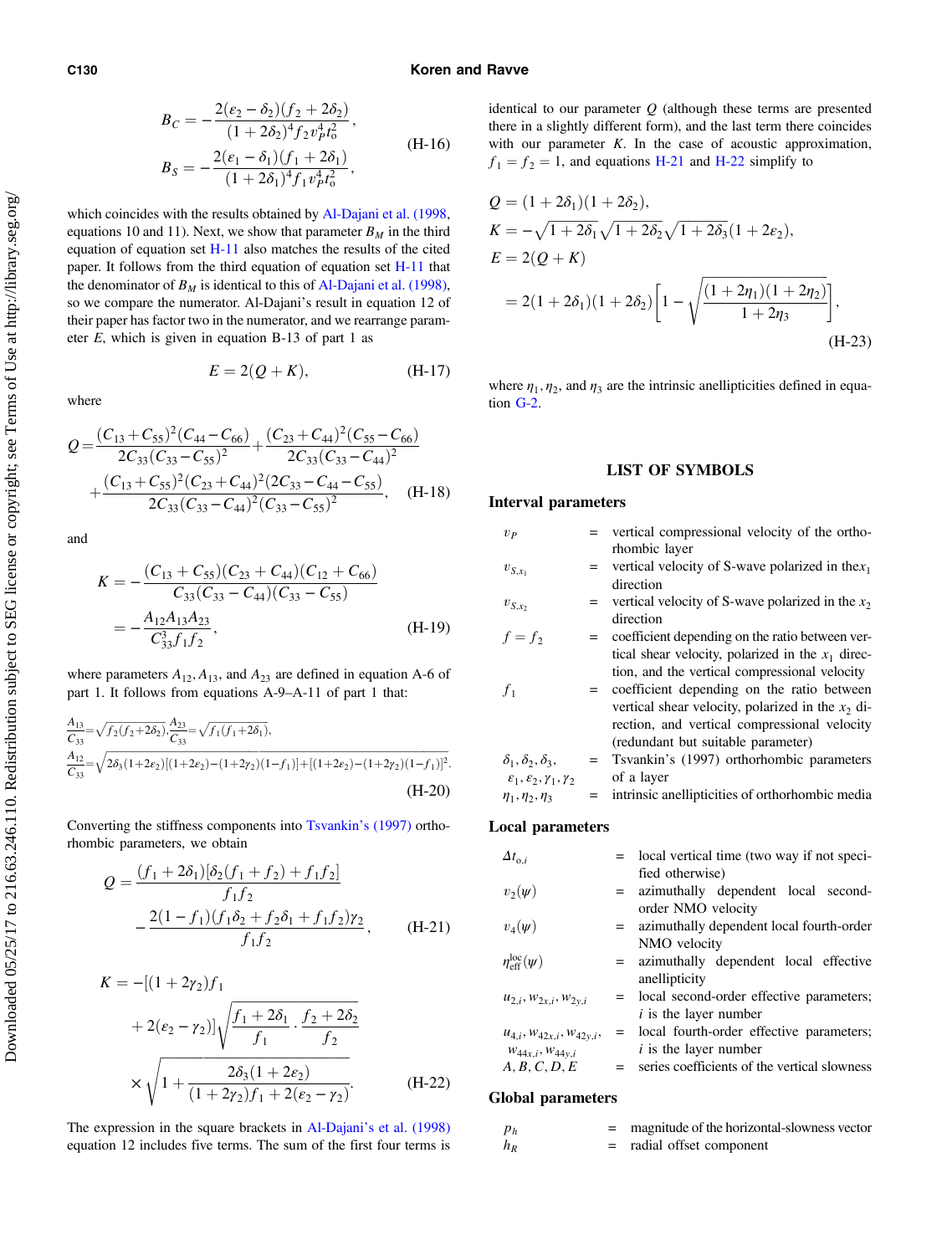$$
B_C = -\frac{2(\varepsilon_2 - \delta_2)(f_2 + 2\delta_2)}{(1+2\delta_2)^4 f_2 v_P^4 t_o^2},
$$

$$
B_S = -\frac{2(\varepsilon_1 - \delta_1)(f_1 + 2\delta_1)}{(1+2\delta_1)^4 f_1 v_P^4 t_o^2}, \tag{H-16}
$$

which coincides with the results obtained by Al-Dajani et al. (1998, equations 10 and 11). Next, we show that parameter $B_M$ in the third equation of equation set H-11 also matches the results of the cited paper. It follows from the third equation of equation set H-11 that the denominator of $B_M$ is identical to this of Al-Dajani et al. (1998), so we compare the numerator. Al-Dajani's result in equation 12 of their paper has factor two in the numerator, and we rearrange parameter $E$, which is given in equation B-13 of part 1 as

$$
E = 2(Q + K), \tag{H-17}
$$

where

$$
Q = \frac{(C_{13}+C_{55})^2(C_{44}-C_{66})}{2C_{33}(C_{33}-C_{55})^2} + \frac{(C_{23}+C_{44})^2(C_{55}-C_{66})}{2C_{33}(C_{33}-C_{44})^2} + \frac{(C_{13}+C_{55})^2(C_{23}+C_{44})^2(2C_{33}-C_{44}-C_{55})}{2C_{33}(C_{33}-C_{44})^2(C_{33}-C_{55})^2}, \tag{H-18}
$$

and

$$
K = -\frac{(C_{13}+C_{55})(C_{23}+C_{44})(C_{12}+C_{66})}{C_{33}(C_{33}-C_{44})(C_{33}-C_{55})} = -\frac{A_{12}A_{13}A_{23}}{C_{33}^3 f_1 f_2}, \tag{H-19}
$$

where parameters $A_{12}, A_{13}$, and $A_{23}$ are defined in equation A-6 of part 1. It follows from equations A-9–A-11 of part 1 that:

$$
\frac{A_{13}}{C_{33}} = \sqrt{f_2(f_2+2\delta_2)}, \quad \frac{A_{23}}{C_{33}} = \sqrt{f_1(f_1+2\delta_1)},
$$

$$
\frac{A_{12}}{C_{33}} = \sqrt{2\delta_3(1+2\varepsilon_2)[(1+2\varepsilon_2)-(1+2\gamma_2)(1-f_1)] + [(1+2\varepsilon_2)-(1+2\gamma_2)(1-f_1)]^2}. \tag{H-20}
$$

Converting the stiffness components into Tsvankin's (1997) orthorhombic parameters, we obtain

$$
Q = \frac{(f_1+2\delta_1)[\delta_2(f_1+f_2)+f_1 f_2]}{f_1 f_2} - \frac{2(1-f_1)(f_1\delta_2 + f_2\delta_1 + f_1 f_2)\gamma_2}{f_1 f_2}, \tag{H-21}
$$

$$
K = -[(1+2\gamma_2)f_1 + 2(\varepsilon_2-\gamma_2)]\sqrt{\frac{f_1+2\delta_1}{f_1}\cdot\frac{f_2+2\delta_2}{f_2}} \times \sqrt{1 + \frac{2\delta_3(1+2\varepsilon_2)}{(1+2\gamma_2)f_1 + 2(\varepsilon_2-\gamma_2)}}. \tag{H-22}
$$

The expression in the square brackets in Al-Dajani's et al. (1998) equation 12 includes five terms. The sum of the first four terms is identical to our parameter $Q$ (although these terms are presented there in a slightly different form), and the last term there coincides with our parameter $K$. In the case of acoustic approximation, $f_1 = f_2 = 1$, and equations H-21 and H-22 simplify to

$$
\begin{aligned}
Q &= (1+2\delta_1)(1+2\delta_2), \\
K &= -\sqrt{1+2\delta_1}\sqrt{1+2\delta_2}\sqrt{1+2\delta_3}(1+2\varepsilon_2), \\
E &= 2(Q+K) \\
&= 2(1+2\delta_1)(1+2\delta_2)\left[1 - \sqrt{\frac{(1+2\eta_1)(1+2\eta_2)}{1+2\eta_3}}\right],
\end{aligned} \tag{H-23}
$$

where $\eta_1, \eta_2$, and $\eta_3$ are the intrinsic anellipticities defined in equation G-2.

## LIST OF SYMBOLS

### Interval parameters

| | | |
|---|---|---|
| $v_P$ | = | vertical compressional velocity of the orthorhombic layer |
| $v_{S,x_1}$ | = | vertical velocity of S-wave polarized in the $x_1$ direction |
| $v_{S,x_2}$ | = | vertical velocity of S-wave polarized in the $x_2$ direction |
| $f = f_2$ | = | coefficient depending on the ratio between vertical shear velocity, polarized in the $x_1$ direction, and the vertical compressional velocity |
| $f_1$ | = | coefficient depending on the ratio between vertical shear velocity, polarized in the $x_2$ direction, and vertical compressional velocity (redundant but suitable parameter) |
| $\delta_1, \delta_2, \delta_3, \varepsilon_1, \varepsilon_2, \gamma_1, \gamma_2$ | = | Tsvankin's (1997) orthorhombic parameters of a layer |
| $\eta_1, \eta_2, \eta_3$ | = | intrinsic anellipticities of orthorhombic media |

### Local parameters

| | | |
|---|---|---|
| $\Delta t_{o,i}$ | = | local vertical time (two way if not specified otherwise) |
| $v_2(\psi)$ | = | azimuthally dependent local second-order NMO velocity |
| $v_4(\psi)$ | = | azimuthally dependent local fourth-order NMO velocity |
| $\eta_{\text{eff}}^{\text{loc}}(\psi)$ | = | azimuthally dependent local effective anellipticity |
| $u_{2,i}, w_{2x,i}, w_{2y,i}$ | = | local second-order effective parameters; $i$ is the layer number |
| $u_{4,i}, w_{42x,i}, w_{42y,i}, w_{44x,i}, w_{44y,i}$ | = | local fourth-order effective parameters; $i$ is the layer number |
| $A, B, C, D, E$ | = | series coefficients of the vertical slowness |

### Global parameters

| | | |
|---|---|---|
| $p_h$ | = | magnitude of the horizontal-slowness vector |
| $h_R$ | = | radial offset component |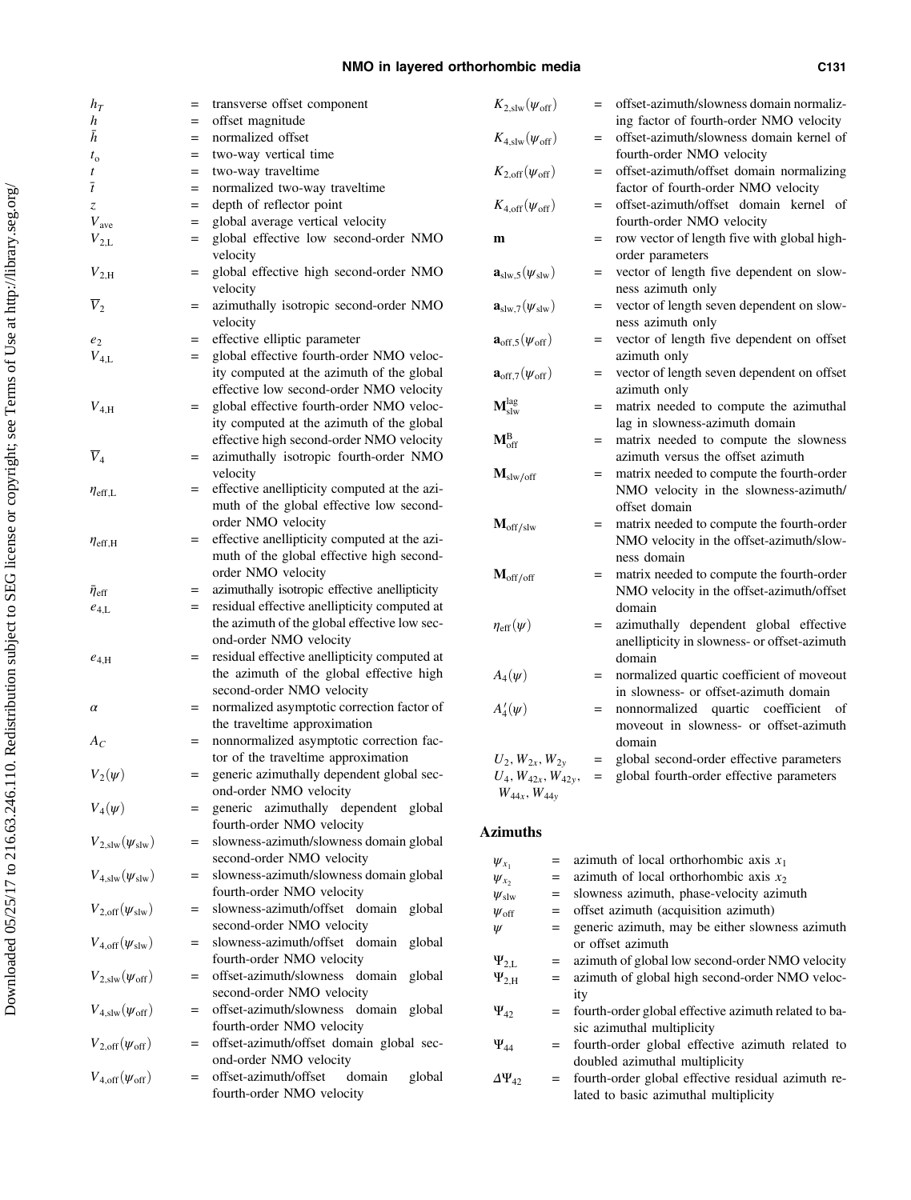$h_T$ = transverse offset component
$h$ = offset magnitude
$\bar{h}$ = normalized offset
$t_o$ = two-way vertical time
$t$ = two-way traveltime
$\bar{t}$ = normalized two-way traveltime
$z$ = depth of reflector point
$V_{\text{ave}}$ = global average vertical velocity
$V_{2,\text{L}}$ = global effective low second-order NMO velocity
$V_{2,\text{H}}$ = global effective high second-order NMO velocity
$\overline{V}_2$ = azimuthally isotropic second-order NMO velocity
$e_2$ = effective elliptic parameter
$V_{4,\text{L}}$ = global effective fourth-order NMO velocity computed at the azimuth of the global effective low second-order NMO velocity
$V_{4,\text{H}}$ = global effective fourth-order NMO velocity computed at the azimuth of the global effective high second-order NMO velocity
$\overline{V}_4$ = azimuthally isotropic fourth-order NMO velocity
$\eta_{\text{eff,L}}$ = effective anellipticity computed at the azimuth of the global effective low second-order NMO velocity
$\eta_{\text{eff,H}}$ = effective anellipticity computed at the azimuth of the global effective high second-order NMO velocity
$\bar{\eta}_{\text{eff}}$ = azimuthally isotropic effective anellipticity
$e_{4,\text{L}}$ = residual effective anellipticity computed at the azimuth of the global effective low second-order NMO velocity
$e_{4,\text{H}}$ = residual effective anellipticity computed at the azimuth of the global effective high second-order NMO velocity
$\alpha$ = normalized asymptotic correction factor of the traveltime approximation
$A_C$ = nonnormalized asymptotic correction factor of the traveltime approximation
$V_2(\psi)$ = generic azimuthally dependent global second-order NMO velocity
$V_4(\psi)$ = generic azimuthally dependent global fourth-order NMO velocity
$V_{2,\text{slw}}(\psi_{\text{slw}})$ = slowness-azimuth/slowness domain global second-order NMO velocity
$V_{4,\text{slw}}(\psi_{\text{slw}})$ = slowness-azimuth/slowness domain global fourth-order NMO velocity
$V_{2,\text{off}}(\psi_{\text{slw}})$ = slowness-azimuth/offset domain global second-order NMO velocity
$V_{4,\text{off}}(\psi_{\text{slw}})$ = slowness-azimuth/offset domain global fourth-order NMO velocity
$V_{2,\text{slw}}(\psi_{\text{off}})$ = offset-azimuth/slowness domain global second-order NMO velocity
$V_{4,\text{slw}}(\psi_{\text{off}})$ = offset-azimuth/slowness domain global fourth-order NMO velocity
$V_{2,\text{off}}(\psi_{\text{off}})$ = offset-azimuth/offset domain global second-order NMO velocity
$V_{4,\text{off}}(\psi_{\text{off}})$ = offset-azimuth/offset domain global fourth-order NMO velocity
$K_{2,\text{slw}}(\psi_{\text{off}})$ = offset-azimuth/slowness domain normalizing factor of fourth-order NMO velocity
$K_{4,\text{slw}}(\psi_{\text{off}})$ = offset-azimuth/slowness domain kernel of fourth-order NMO velocity
$K_{2,\text{off}}(\psi_{\text{off}})$ = offset-azimuth/offset domain normalizing factor of fourth-order NMO velocity
$K_{4,\text{off}}(\psi_{\text{off}})$ = offset-azimuth/offset domain kernel of fourth-order NMO velocity
$\mathbf{m}$ = row vector of length five with global high-order parameters
$\mathbf{a}_{\text{slw},5}(\psi_{\text{slw}})$ = vector of length five dependent on slowness azimuth only
$\mathbf{a}_{\text{slw},7}(\psi_{\text{slw}})$ = vector of length seven dependent on slowness azimuth only
$\mathbf{a}_{\text{off},5}(\psi_{\text{off}})$ = vector of length five dependent on offset azimuth only
$\mathbf{a}_{\text{off},7}(\psi_{\text{off}})$ = vector of length seven dependent on offset azimuth only
$\mathbf{M}_{\text{slw}}^{\text{lag}}$ = matrix needed to compute the azimuthal lag in slowness-azimuth domain
$\mathbf{M}_{\text{off}}^{\text{B}}$ = matrix needed to compute the slowness azimuth versus the offset azimuth
$\mathbf{M}_{\text{slw/off}}$ = matrix needed to compute the fourth-order NMO velocity in the slowness-azimuth/offset domain
$\mathbf{M}_{\text{off/slw}}$ = matrix needed to compute the fourth-order NMO velocity in the offset-azimuth/slowness domain
$\mathbf{M}_{\text{off/off}}$ = matrix needed to compute the fourth-order NMO velocity in the offset-azimuth/offset domain
$\eta_{\text{eff}}(\psi)$ = azimuthally dependent global effective anellipticity in slowness- or offset-azimuth domain
$A_4(\psi)$ = normalized quartic coefficient of moveout in slowness- or offset-azimuth domain
$A_4'(\psi)$ = nonnormalized quartic coefficient of moveout in slowness- or offset-azimuth domain
$U_2, W_{2x}, W_{2y}$ = global second-order effective parameters
$U_4, W_{42x}, W_{42y}, W_{44x}, W_{44y}$ = global fourth-order effective parameters

## Azimuths

$\psi_{x_1}$ = azimuth of local orthorhombic axis $x_1$
$\psi_{x_2}$ = azimuth of local orthorhombic axis $x_2$
$\psi_{\text{slw}}$ = slowness azimuth, phase-velocity azimuth
$\psi_{\text{off}}$ = offset azimuth (acquisition azimuth)
$\psi$ = generic azimuth, may be either slowness azimuth or offset azimuth
$\Psi_{2,\text{L}}$ = azimuth of global low second-order NMO velocity
$\Psi_{2,\text{H}}$ = azimuth of global high second-order NMO velocity
$\Psi_{42}$ = fourth-order global effective azimuth related to basic azimuthal multiplicity
$\Psi_{44}$ = fourth-order global effective azimuth related to doubled azimuthal multiplicity
$\Delta\Psi_{42}$ = fourth-order global effective residual azimuth related to basic azimuthal multiplicity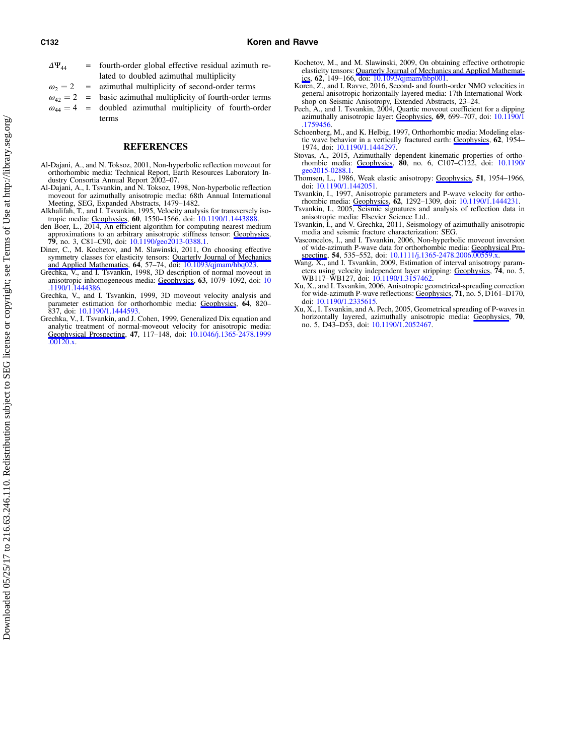| | | |
|---|---|---|
| $\Delta\Psi_{44}$ | = | fourth-order global effective residual azimuth related to doubled azimuthal multiplicity |
| $\omega_2 = 2$ | = | azimuthal multiplicity of second-order terms |
| $\omega_{42} = 2$ | = | basic azimuthal multiplicity of fourth-order terms |
| $\omega_{44} = 4$ | = | doubled azimuthal multiplicity of fourth-order terms |

## REFERENCES

Al-Dajani, A., and N. Toksoz, 2001, Non-hyperbolic reflection moveout for orthorhombic media: Technical Report, Earth Resources Laboratory Industry Consortia Annual Report 2002–07.

Al-Dajani, A., I. Tsvankin, and N. Toksoz, 1998, Non-hyperbolic reflection moveout for azimuthally anisotropic media: 68th Annual International Meeting, SEG, Expanded Abstracts, 1479–1482.

Alkhalifah, T., and I. Tsvankin, 1995, Velocity analysis for transversely isotropic media: Geophysics, **60**, 1550–1566, doi: 10.1190/1.1443888.

den Boer, L., 2014, An efficient algorithm for computing nearest medium approximations to an arbitrary anisotropic stiffness tensor: Geophysics, **79**, no. 3, C81–C90, doi: 10.1190/geo2013-0388.1.

Diner, C., M. Kochetov, and M. Slawinski, 2011, On choosing effective symmetry classes for elasticity tensors: Quarterly Journal of Mechanics and Applied Mathematics, **64**, 57–74, doi: 10.1093/qjmam/hbq023.

Grechka, V., and I. Tsvankin, 1998, 3D description of normal moveout in anisotropic inhomogeneous media: Geophysics, **63**, 1079–1092, doi: 10.1190/1.1444386.

Grechka, V., and I. Tsvankin, 1999, 3D moveout velocity analysis and parameter estimation for orthorhombic media: Geophysics, **64**, 820–837, doi: 10.1190/1.1444593.

Grechka, V., I. Tsvankin, and J. Cohen, 1999, Generalized Dix equation and analytic treatment of normal-moveout velocity for anisotropic media: Geophysical Prospecting, **47**, 117–148, doi: 10.1046/j.1365-2478.1999.00120.x.

Kochetov, M., and M. Slawinski, 2009, On obtaining effective orthotropic elasticity tensors: Quarterly Journal of Mechanics and Applied Mathematics, **62**, 149–166, doi: 10.1093/qjmam/hbp001.

Koren, Z., and I. Ravve, 2016, Second- and fourth-order NMO velocities in general anisotropic horizontally layered media: 17th International Workshop on Seismic Anisotropy, Extended Abstracts, 23–24.

Pech, A., and I. Tsvankin, 2004, Quartic moveout coefficient for a dipping azimuthally anisotropic layer: Geophysics, **69**, 699–707, doi: 10.1190/1.1759456.

Schoenberg, M., and K. Helbig, 1997, Orthorhombic media: Modeling elastic wave behavior in a vertically fractured earth: Geophysics, **62**, 1954–1974, doi: 10.1190/1.1444297.

Stovas, A., 2015, Azimuthally dependent kinematic properties of orthorhombic media: Geophysics, **80**, no. 6, C107–C122, doi: 10.1190/geo2015-0288.1.

Thomsen, L., 1986, Weak elastic anisotropy: Geophysics, **51**, 1954–1966, doi: 10.1190/1.1442051.

Tsvankin, I., 1997, Anisotropic parameters and P-wave velocity for orthorhombic media: Geophysics, **62**, 1292–1309, doi: 10.1190/1.1444231.

Tsvankin, I., 2005, Seismic signatures and analysis of reflection data in anisotropic media: Elsevier Science Ltd..

Tsvankin, I., and V. Grechka, 2011, Seismology of azimuthally anisotropic media and seismic fracture characterization: SEG.

Vasconcelos, I., and I. Tsvankin, 2006, Non-hyperbolic moveout inversion of wide-azimuth P-wave data for orthorhombic media: Geophysical Prospecting, **54**, 535–552, doi: 10.1111/j.1365-2478.2006.00559.x.

Wang, X., and I. Tsvankin, 2009, Estimation of interval anisotropy parameters using velocity independent layer stripping: Geophysics, **74**, no. 5, WB117–WB127, doi: 10.1190/1.3157462.

Xu, X., and I. Tsvankin, 2006, Anisotropic geometrical-spreading correction for wide-azimuth P-wave reflections: Geophysics, **71**, no. 5, D161–D170, doi: 10.1190/1.2335615.

Xu, X., I. Tsvankin, and A. Pech, 2005, Geometrical spreading of P-waves in horizontally layered, azimuthally anisotropic media: Geophysics, **70**, no. 5, D43–D53, doi: 10.1190/1.2052467.